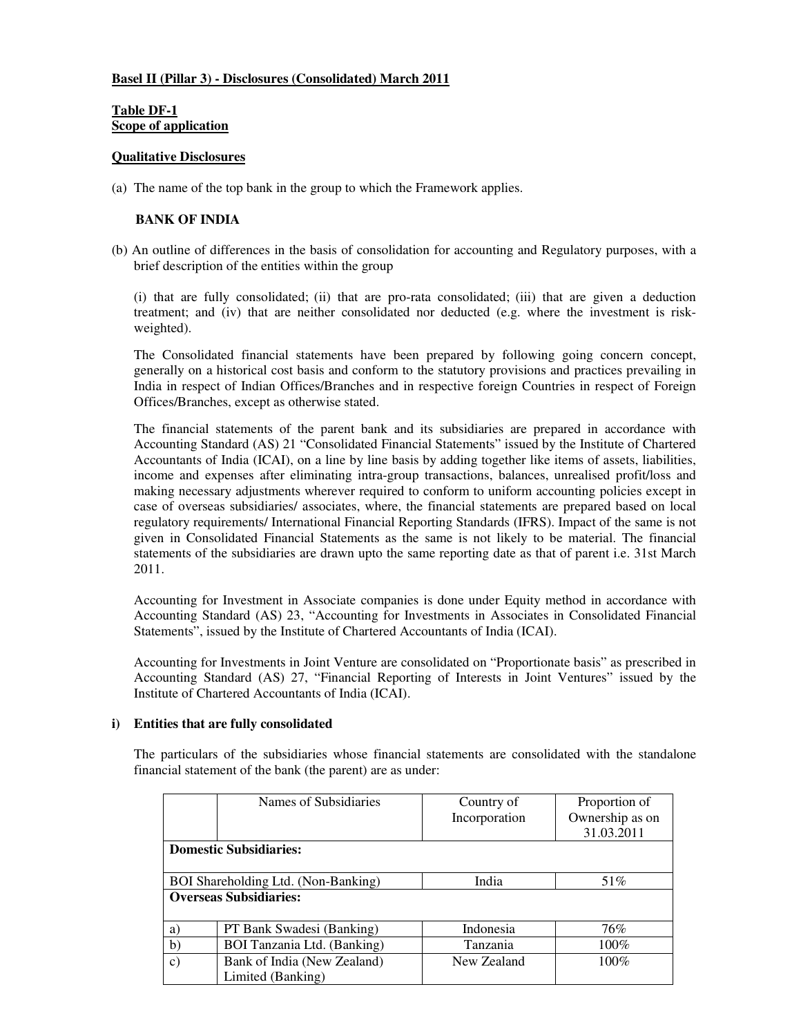**Basel II (Pillar 3) - Disclosures (Consolidated) March 2011**

**Table DF-1**
**Scope of application**

**Qualitative Disclosures**

(a) The name of the top bank in the group to which the Framework applies.

**BANK OF INDIA**

(b) An outline of differences in the basis of consolidation for accounting and Regulatory purposes, with a brief description of the entities within the group

(i) that are fully consolidated; (ii) that are pro-rata consolidated; (iii) that are given a deduction treatment; and (iv) that are neither consolidated nor deducted (e.g. where the investment is risk-weighted).

The Consolidated financial statements have been prepared by following going concern concept, generally on a historical cost basis and conform to the statutory provisions and practices prevailing in India in respect of Indian Offices/Branches and in respective foreign Countries in respect of Foreign Offices/Branches, except as otherwise stated.

The financial statements of the parent bank and its subsidiaries are prepared in accordance with Accounting Standard (AS) 21 "Consolidated Financial Statements" issued by the Institute of Chartered Accountants of India (ICAI), on a line by line basis by adding together like items of assets, liabilities, income and expenses after eliminating intra-group transactions, balances, unrealised profit/loss and making necessary adjustments wherever required to conform to uniform accounting policies except in case of overseas subsidiaries/ associates, where, the financial statements are prepared based on local regulatory requirements/ International Financial Reporting Standards (IFRS). Impact of the same is not given in Consolidated Financial Statements as the same is not likely to be material. The financial statements of the subsidiaries are drawn upto the same reporting date as that of parent i.e. 31st March 2011.

Accounting for Investment in Associate companies is done under Equity method in accordance with Accounting Standard (AS) 23, "Accounting for Investments in Associates in Consolidated Financial Statements", issued by the Institute of Chartered Accountants of India (ICAI).

Accounting for Investments in Joint Venture are consolidated on "Proportionate basis" as prescribed in Accounting Standard (AS) 27, "Financial Reporting of Interests in Joint Ventures" issued by the Institute of Chartered Accountants of India (ICAI).

**i) Entities that are fully consolidated**

The particulars of the subsidiaries whose financial statements are consolidated with the standalone financial statement of the bank (the parent) are as under:

| | Names of Subsidiaries | Country of Incorporation | Proportion of Ownership as on 31.03.2011 |
|---|---|---|---|
| **Domestic Subsidiaries:** | | | |
| BOI Shareholding Ltd. (Non-Banking) | | India | 51% |
| **Overseas Subsidiaries:** | | | |
| a) | PT Bank Swadesi (Banking) | Indonesia | 76% |
| b) | BOI Tanzania Ltd. (Banking) | Tanzania | 100% |
| c) | Bank of India (New Zealand) Limited (Banking) | New Zealand | 100% |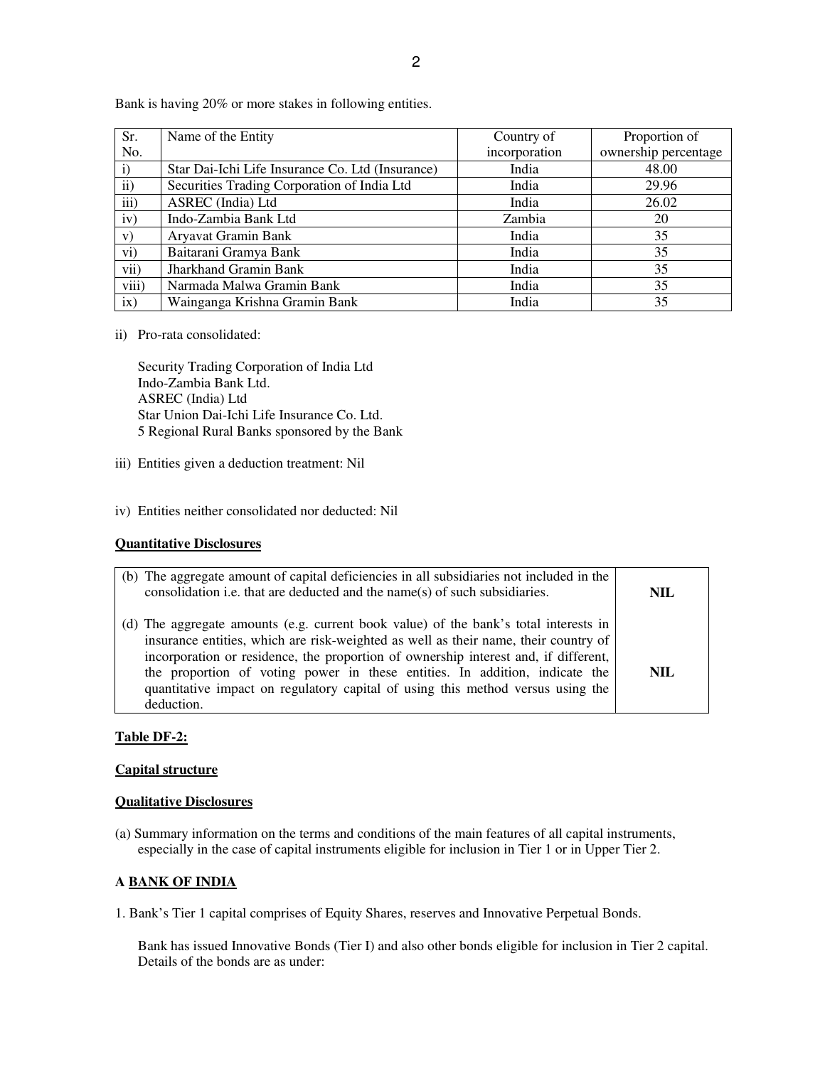Bank is having 20% or more stakes in following entities.

| Sr. No. | Name of the Entity | Country of incorporation | Proportion of ownership percentage |
|---|---|---|---|
| i) | Star Dai-Ichi Life Insurance Co. Ltd (Insurance) | India | 48.00 |
| ii) | Securities Trading Corporation of India Ltd | India | 29.96 |
| iii) | ASREC (India) Ltd | India | 26.02 |
| iv) | Indo-Zambia Bank Ltd | Zambia | 20 |
| v) | Aryavat Gramin Bank | India | 35 |
| vi) | Baitarani Gramya Bank | India | 35 |
| vii) | Jharkhand Gramin Bank | India | 35 |
| viii) | Narmada Malwa Gramin Bank | India | 35 |
| ix) | Wainganga Krishna Gramin Bank | India | 35 |

ii) Pro-rata consolidated:

Security Trading Corporation of India Ltd
Indo-Zambia Bank Ltd.
ASREC (India) Ltd
Star Union Dai-Ichi Life Insurance Co. Ltd.
5 Regional Rural Banks sponsored by the Bank

iii) Entities given a deduction treatment: Nil

iv) Entities neither consolidated nor deducted: Nil

**Quantitative Disclosures**

| | |
|---|---|
| (b) The aggregate amount of capital deficiencies in all subsidiaries not included in the consolidation i.e. that are deducted and the name(s) of such subsidiaries. | **NIL** |
| (d) The aggregate amounts (e.g. current book value) of the bank's total interests in insurance entities, which are risk-weighted as well as their name, their country of incorporation or residence, the proportion of ownership interest and, if different, the proportion of voting power in these entities. In addition, indicate the quantitative impact on regulatory capital of using this method versus using the deduction. | **NIL** |

**Table DF-2:**

**Capital structure**

**Qualitative Disclosures**

(a) Summary information on the terms and conditions of the main features of all capital instruments, especially in the case of capital instruments eligible for inclusion in Tier 1 or in Upper Tier 2.

**A BANK OF INDIA**

1. Bank's Tier 1 capital comprises of Equity Shares, reserves and Innovative Perpetual Bonds.

Bank has issued Innovative Bonds (Tier I) and also other bonds eligible for inclusion in Tier 2 capital. Details of the bonds are as under: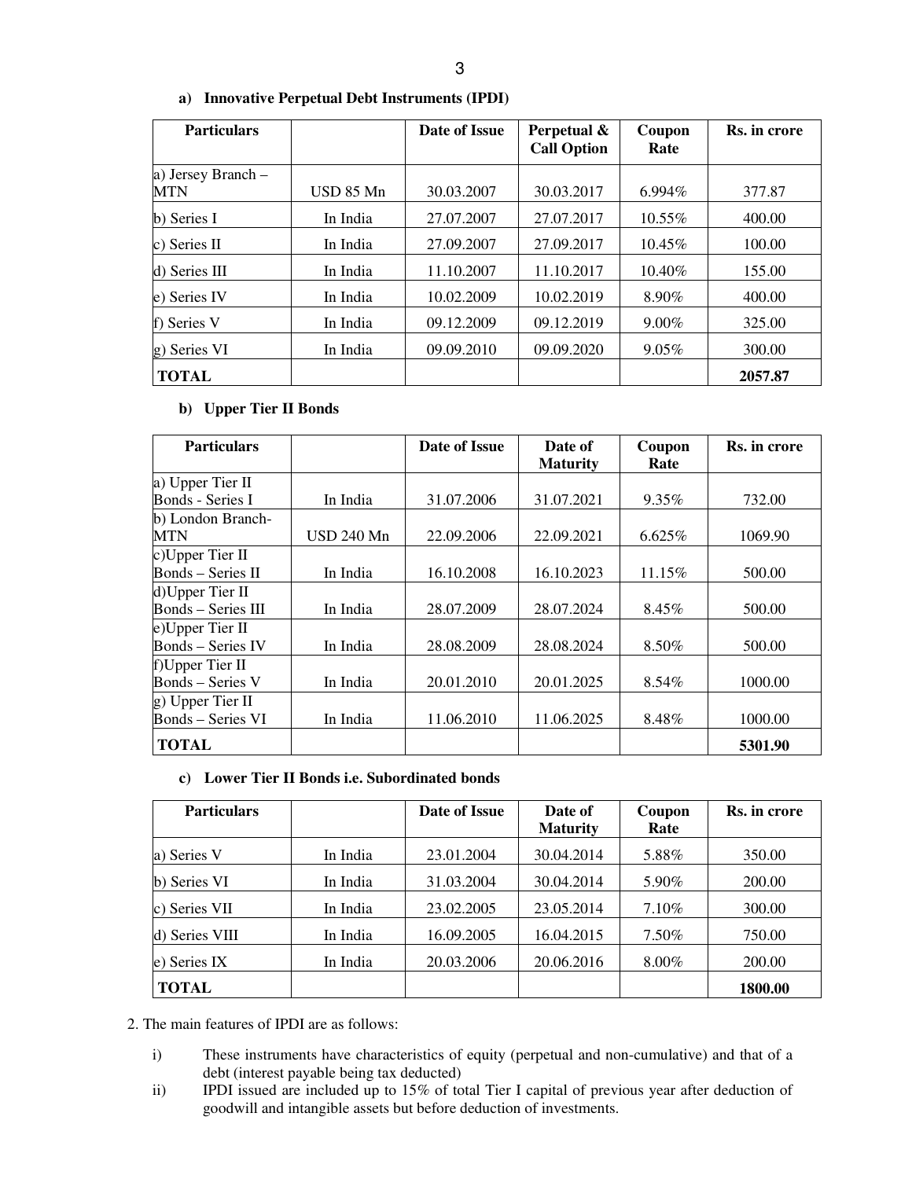### a) Innovative Perpetual Debt Instruments (IPDI)

| Particulars | | Date of Issue | Perpetual & Call Option | Coupon Rate | Rs. in crore |
|---|---|---|---|---|---|
| a) Jersey Branch – MTN | USD 85 Mn | 30.03.2007 | 30.03.2017 | 6.994% | 377.87 |
| b) Series I | In India | 27.07.2007 | 27.07.2017 | 10.55% | 400.00 |
| c) Series II | In India | 27.09.2007 | 27.09.2017 | 10.45% | 100.00 |
| d) Series III | In India | 11.10.2007 | 11.10.2017 | 10.40% | 155.00 |
| e) Series IV | In India | 10.02.2009 | 10.02.2019 | 8.90% | 400.00 |
| f) Series V | In India | 09.12.2009 | 09.12.2019 | 9.00% | 325.00 |
| g) Series VI | In India | 09.09.2010 | 09.09.2020 | 9.05% | 300.00 |
| **TOTAL** | | | | | **2057.87** |

### b) Upper Tier II Bonds

| Particulars | | Date of Issue | Date of Maturity | Coupon Rate | Rs. in crore |
|---|---|---|---|---|---|
| a) Upper Tier II Bonds - Series I | In India | 31.07.2006 | 31.07.2021 | 9.35% | 732.00 |
| b) London Branch-MTN | USD 240 Mn | 22.09.2006 | 22.09.2021 | 6.625% | 1069.90 |
| c)Upper Tier II Bonds – Series II | In India | 16.10.2008 | 16.10.2023 | 11.15% | 500.00 |
| d)Upper Tier II Bonds – Series III | In India | 28.07.2009 | 28.07.2024 | 8.45% | 500.00 |
| e)Upper Tier II Bonds – Series IV | In India | 28.08.2009 | 28.08.2024 | 8.50% | 500.00 |
| f)Upper Tier II Bonds – Series V | In India | 20.01.2010 | 20.01.2025 | 8.54% | 1000.00 |
| g) Upper Tier II Bonds – Series VI | In India | 11.06.2010 | 11.06.2025 | 8.48% | 1000.00 |
| **TOTAL** | | | | | **5301.90** |

### c) Lower Tier II Bonds i.e. Subordinated bonds

| Particulars | | Date of Issue | Date of Maturity | Coupon Rate | Rs. in crore |
|---|---|---|---|---|---|
| a) Series V | In India | 23.01.2004 | 30.04.2014 | 5.88% | 350.00 |
| b) Series VI | In India | 31.03.2004 | 30.04.2014 | 5.90% | 200.00 |
| c) Series VII | In India | 23.02.2005 | 23.05.2014 | 7.10% | 300.00 |
| d) Series VIII | In India | 16.09.2005 | 16.04.2015 | 7.50% | 750.00 |
| e) Series IX | In India | 20.03.2006 | 20.06.2016 | 8.00% | 200.00 |
| **TOTAL** | | | | | **1800.00** |

2. The main features of IPDI are as follows:

i) These instruments have characteristics of equity (perpetual and non-cumulative) and that of a debt (interest payable being tax deducted)

ii) IPDI issued are included up to 15% of total Tier I capital of previous year after deduction of goodwill and intangible assets but before deduction of investments.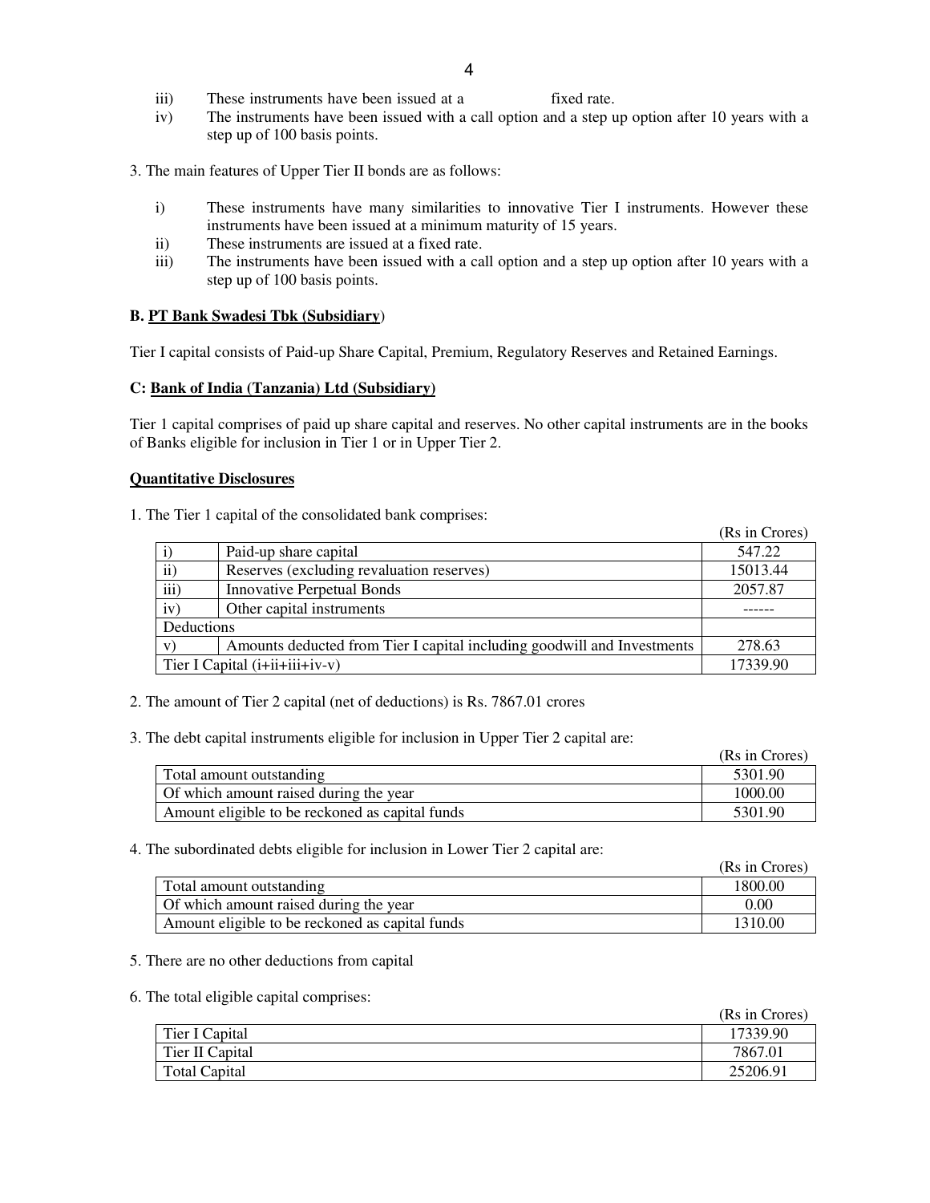iii) These instruments have been issued at a fixed rate.

iv) The instruments have been issued with a call option and a step up option after 10 years with a step up of 100 basis points.

3. The main features of Upper Tier II bonds are as follows:

i) These instruments have many similarities to innovative Tier I instruments. However these instruments have been issued at a minimum maturity of 15 years.

ii) These instruments are issued at a fixed rate.

iii) The instruments have been issued with a call option and a step up option after 10 years with a step up of 100 basis points.

**B. PT Bank Swadesi Tbk (Subsidiary)**

Tier I capital consists of Paid-up Share Capital, Premium, Regulatory Reserves and Retained Earnings.

**C: Bank of India (Tanzania) Ltd (Subsidiary)**

Tier 1 capital comprises of paid up share capital and reserves. No other capital instruments are in the books of Banks eligible for inclusion in Tier 1 or in Upper Tier 2.

**Quantitative Disclosures**

1. The Tier 1 capital of the consolidated bank comprises:

(Rs in Crores)

| | | |
|---|---|---|
| i) | Paid-up share capital | 547.22 |
| ii) | Reserves (excluding revaluation reserves) | 15013.44 |
| iii) | Innovative Perpetual Bonds | 2057.87 |
| iv) | Other capital instruments | ------ |
| Deductions | | |
| v) | Amounts deducted from Tier I capital including goodwill and Investments | 278.63 |
| Tier I Capital (i+ii+iii+iv-v) | | 17339.90 |

2. The amount of Tier 2 capital (net of deductions) is Rs. 7867.01 crores

3. The debt capital instruments eligible for inclusion in Upper Tier 2 capital are:

(Rs in Crores)

| | |
|---|---|
| Total amount outstanding | 5301.90 |
| Of which amount raised during the year | 1000.00 |
| Amount eligible to be reckoned as capital funds | 5301.90 |

4. The subordinated debts eligible for inclusion in Lower Tier 2 capital are:

(Rs in Crores)

| | |
|---|---|
| Total amount outstanding | 1800.00 |
| Of which amount raised during the year | 0.00 |
| Amount eligible to be reckoned as capital funds | 1310.00 |

5. There are no other deductions from capital

6. The total eligible capital comprises:

(Rs in Crores)

| | |
|---|---|
| Tier I Capital | 17339.90 |
| Tier II Capital | 7867.01 |
| Total Capital | 25206.91 |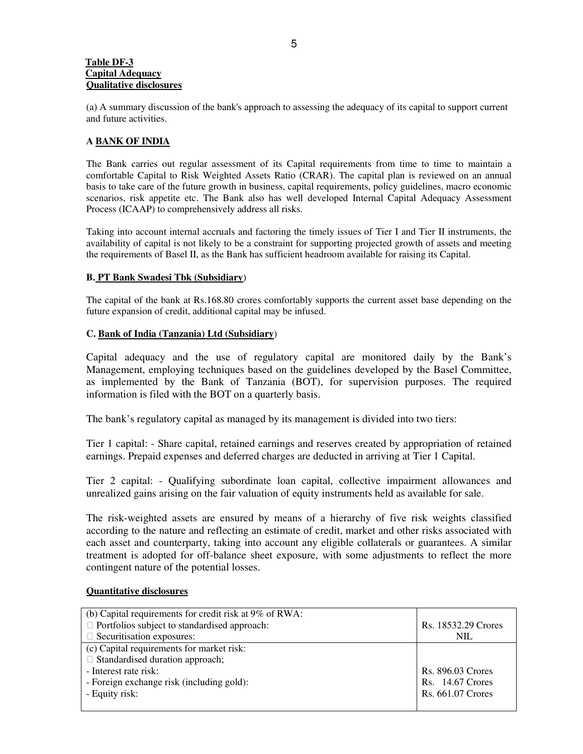**Table DF-3**
**Capital Adequacy**
**Qualitative disclosures**

(a) A summary discussion of the bank's approach to assessing the adequacy of its capital to support current and future activities.

**A BANK OF INDIA**

The Bank carries out regular assessment of its Capital requirements from time to time to maintain a comfortable Capital to Risk Weighted Assets Ratio (CRAR). The capital plan is reviewed on an annual basis to take care of the future growth in business, capital requirements, policy guidelines, macro economic scenarios, risk appetite etc. The Bank also has well developed Internal Capital Adequacy Assessment Process (ICAAP) to comprehensively address all risks.

Taking into account internal accruals and factoring the timely issues of Tier I and Tier II instruments, the availability of capital is not likely to be a constraint for supporting projected growth of assets and meeting the requirements of Basel II, as the Bank has sufficient headroom available for raising its Capital.

**B. PT Bank Swadesi Tbk (Subsidiary)**

The capital of the bank at Rs.168.80 crores comfortably supports the current asset base depending on the future expansion of credit, additional capital may be infused.

**C. Bank of India (Tanzania) Ltd (Subsidiary)**

Capital adequacy and the use of regulatory capital are monitored daily by the Bank's Management, employing techniques based on the guidelines developed by the Basel Committee, as implemented by the Bank of Tanzania (BOT), for supervision purposes. The required information is filed with the BOT on a quarterly basis.

The bank's regulatory capital as managed by its management is divided into two tiers:

Tier 1 capital: - Share capital, retained earnings and reserves created by appropriation of retained earnings. Prepaid expenses and deferred charges are deducted in arriving at Tier 1 Capital.

Tier 2 capital: - Qualifying subordinate loan capital, collective impairment allowances and unrealized gains arising on the fair valuation of equity instruments held as available for sale.

The risk-weighted assets are ensured by means of a hierarchy of five risk weights classified according to the nature and reflecting an estimate of credit, market and other risks associated with each asset and counterparty, taking into account any eligible collaterals or guarantees. A similar treatment is adopted for off-balance sheet exposure, with some adjustments to reflect the more contingent nature of the potential losses.

**Quantitative disclosures**

| | |
|---|---|
| (b) Capital requirements for credit risk at 9% of RWA: | |
| Portfolios subject to standardised approach: | Rs. 18532.29 Crores |
| Securitisation exposures: | NIL |
| (c) Capital requirements for market risk: | |
| Standardised duration approach; | |
| - Interest rate risk: | Rs. 896.03 Crores |
| - Foreign exchange risk (including gold): | Rs. 14.67 Crores |
| - Equity risk: | Rs. 661.07 Crores |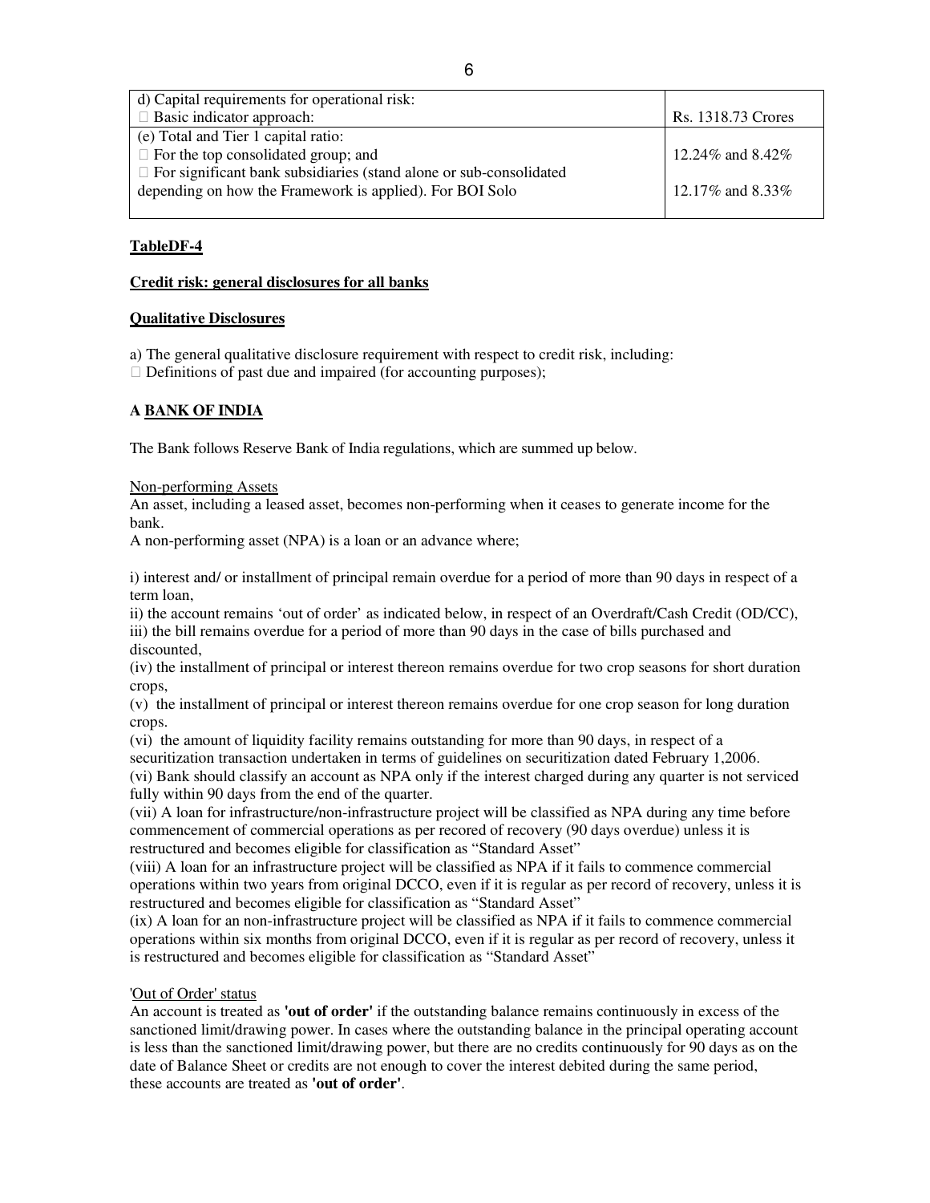| d) Capital requirements for operational risk:<br> Basic indicator approach: | Rs. 1318.73 Crores |
|---|---|
| (e) Total and Tier 1 capital ratio:<br> For the top consolidated group; and<br> For significant bank subsidiaries (stand alone or sub-consolidated depending on how the Framework is applied). For BOI Solo | 12.24% and 8.42%<br><br>12.17% and 8.33% |

**TableDF-4**

**Credit risk: general disclosures for all banks**

**Qualitative Disclosures**

a) The general qualitative disclosure requirement with respect to credit risk, including:
 Definitions of past due and impaired (for accounting purposes);

**A BANK OF INDIA**

The Bank follows Reserve Bank of India regulations, which are summed up below.

Non-performing Assets
An asset, including a leased asset, becomes non-performing when it ceases to generate income for the bank.
A non-performing asset (NPA) is a loan or an advance where;

i) interest and/ or installment of principal remain overdue for a period of more than 90 days in respect of a term loan,
ii) the account remains 'out of order' as indicated below, in respect of an Overdraft/Cash Credit (OD/CC),
iii) the bill remains overdue for a period of more than 90 days in the case of bills purchased and discounted,
(iv) the installment of principal or interest thereon remains overdue for two crop seasons for short duration crops,
(v) the installment of principal or interest thereon remains overdue for one crop season for long duration crops.
(vi) the amount of liquidity facility remains outstanding for more than 90 days, in respect of a securitization transaction undertaken in terms of guidelines on securitization dated February 1,2006.
(vi) Bank should classify an account as NPA only if the interest charged during any quarter is not serviced fully within 90 days from the end of the quarter.
(vii) A loan for infrastructure/non-infrastructure project will be classified as NPA during any time before commencement of commercial operations as per recored of recovery (90 days overdue) unless it is restructured and becomes eligible for classification as "Standard Asset"
(viii) A loan for an infrastructure project will be classified as NPA if it fails to commence commercial operations within two years from original DCCO, even if it is regular as per record of recovery, unless it is restructured and becomes eligible for classification as "Standard Asset"
(ix) A loan for an non-infrastructure project will be classified as NPA if it fails to commence commercial operations within six months from original DCCO, even if it is regular as per record of recovery, unless it is restructured and becomes eligible for classification as "Standard Asset"

'Out of Order' status
An account is treated as **'out of order'** if the outstanding balance remains continuously in excess of the sanctioned limit/drawing power. In cases where the outstanding balance in the principal operating account is less than the sanctioned limit/drawing power, but there are no credits continuously for 90 days as on the date of Balance Sheet or credits are not enough to cover the interest debited during the same period, these accounts are treated as **'out of order'**.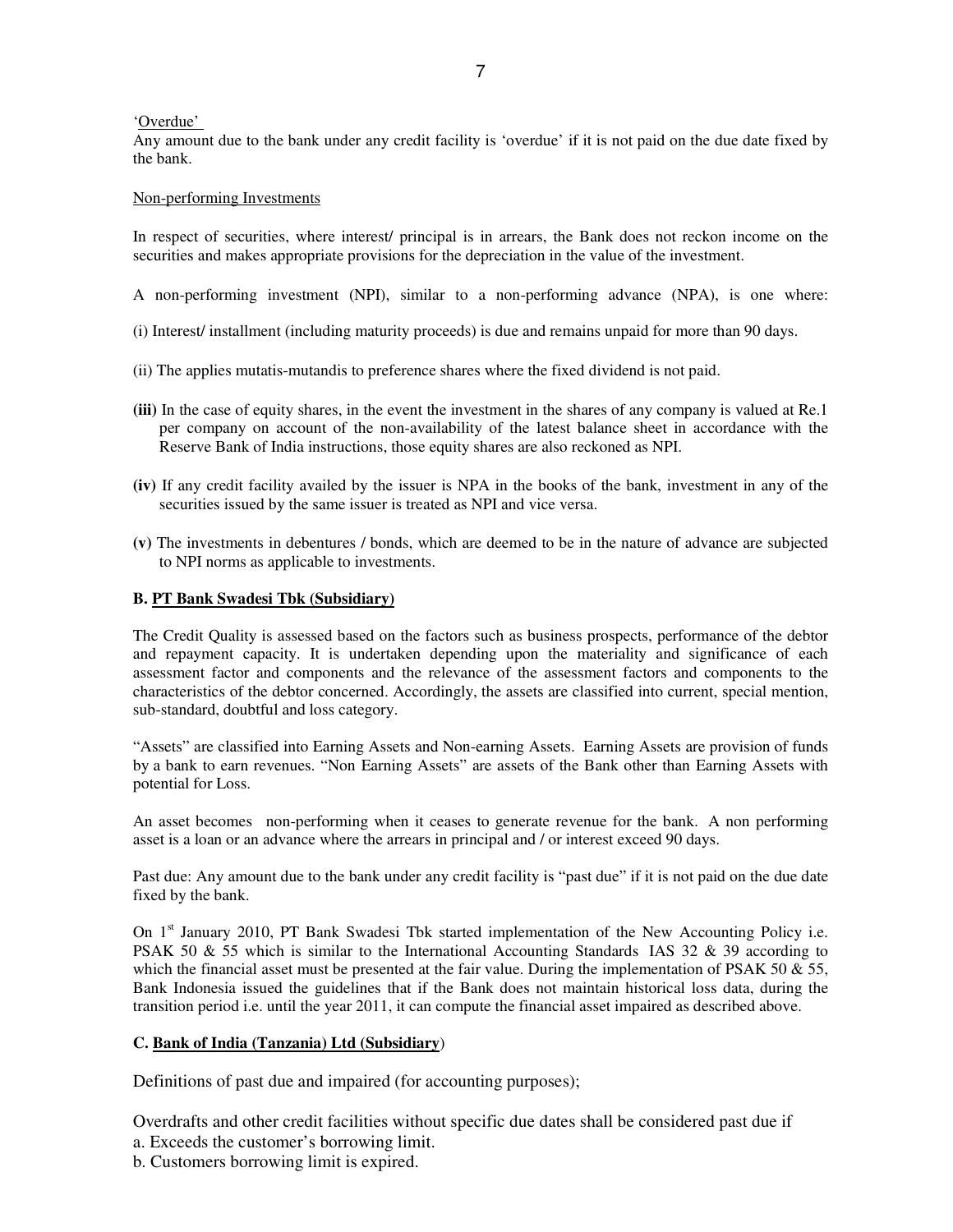'Overdue'

Any amount due to the bank under any credit facility is 'overdue' if it is not paid on the due date fixed by the bank.

Non-performing Investments

In respect of securities, where interest/ principal is in arrears, the Bank does not reckon income on the securities and makes appropriate provisions for the depreciation in the value of the investment.

A non-performing investment (NPI), similar to a non-performing advance (NPA), is one where:

(i) Interest/ installment (including maturity proceeds) is due and remains unpaid for more than 90 days.

(ii) The applies mutatis-mutandis to preference shares where the fixed dividend is not paid.

**(iii)** In the case of equity shares, in the event the investment in the shares of any company is valued at Re.1 per company on account of the non-availability of the latest balance sheet in accordance with the Reserve Bank of India instructions, those equity shares are also reckoned as NPI.

**(iv)** If any credit facility availed by the issuer is NPA in the books of the bank, investment in any of the securities issued by the same issuer is treated as NPI and vice versa.

**(v)** The investments in debentures / bonds, which are deemed to be in the nature of advance are subjected to NPI norms as applicable to investments.

**B. PT Bank Swadesi Tbk (Subsidiary)**

The Credit Quality is assessed based on the factors such as business prospects, performance of the debtor and repayment capacity. It is undertaken depending upon the materiality and significance of each assessment factor and components and the relevance of the assessment factors and components to the characteristics of the debtor concerned. Accordingly, the assets are classified into current, special mention, sub-standard, doubtful and loss category.

"Assets" are classified into Earning Assets and Non-earning Assets. Earning Assets are provision of funds by a bank to earn revenues. "Non Earning Assets" are assets of the Bank other than Earning Assets with potential for Loss.

An asset becomes non-performing when it ceases to generate revenue for the bank. A non performing asset is a loan or an advance where the arrears in principal and / or interest exceed 90 days.

Past due: Any amount due to the bank under any credit facility is "past due" if it is not paid on the due date fixed by the bank.

On 1st January 2010, PT Bank Swadesi Tbk started implementation of the New Accounting Policy i.e. PSAK 50 & 55 which is similar to the International Accounting Standards IAS 32 & 39 according to which the financial asset must be presented at the fair value. During the implementation of PSAK 50 & 55, Bank Indonesia issued the guidelines that if the Bank does not maintain historical loss data, during the transition period i.e. until the year 2011, it can compute the financial asset impaired as described above.

**C. Bank of India (Tanzania) Ltd (Subsidiary)**

Definitions of past due and impaired (for accounting purposes);

Overdrafts and other credit facilities without specific due dates shall be considered past due if

a. Exceeds the customer's borrowing limit.

b. Customers borrowing limit is expired.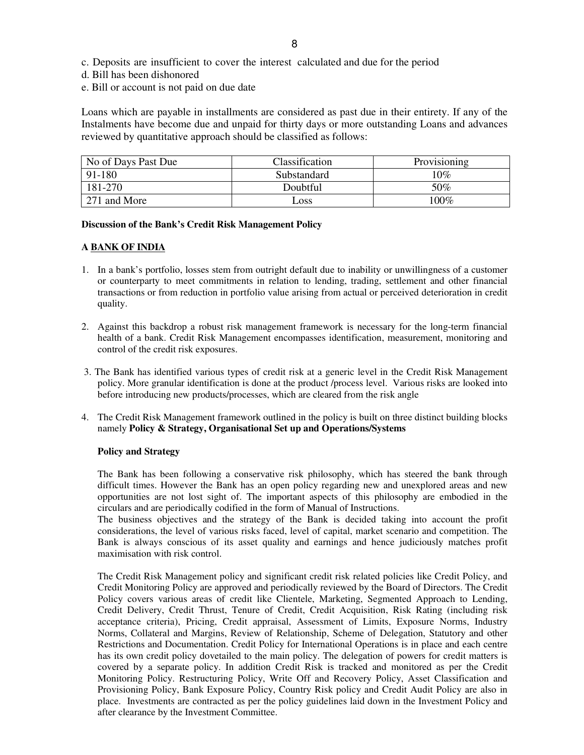c. Deposits are insufficient to cover the interest calculated and due for the period
d. Bill has been dishonored
e. Bill or account is not paid on due date

Loans which are payable in installments are considered as past due in their entirety. If any of the Instalments have become due and unpaid for thirty days or more outstanding Loans and advances reviewed by quantitative approach should be classified as follows:

| No of Days Past Due | Classification | Provisioning |
|---|---|---|
| 91-180 | Substandard | 10% |
| 181-270 | Doubtful | 50% |
| 271 and More | Loss | 100% |

**Discussion of the Bank's Credit Risk Management Policy**

**A BANK OF INDIA**

1. In a bank's portfolio, losses stem from outright default due to inability or unwillingness of a customer or counterparty to meet commitments in relation to lending, trading, settlement and other financial transactions or from reduction in portfolio value arising from actual or perceived deterioration in credit quality.

2. Against this backdrop a robust risk management framework is necessary for the long-term financial health of a bank. Credit Risk Management encompasses identification, measurement, monitoring and control of the credit risk exposures.

3. The Bank has identified various types of credit risk at a generic level in the Credit Risk Management policy. More granular identification is done at the product /process level. Various risks are looked into before introducing new products/processes, which are cleared from the risk angle

4. The Credit Risk Management framework outlined in the policy is built on three distinct building blocks namely **Policy & Strategy, Organisational Set up and Operations/Systems**

   **Policy and Strategy**

   The Bank has been following a conservative risk philosophy, which has steered the bank through difficult times. However the Bank has an open policy regarding new and unexplored areas and new opportunities are not lost sight of. The important aspects of this philosophy are embodied in the circulars and are periodically codified in the form of Manual of Instructions.
   The business objectives and the strategy of the Bank is decided taking into account the profit considerations, the level of various risks faced, level of capital, market scenario and competition. The Bank is always conscious of its asset quality and earnings and hence judiciously matches profit maximisation with risk control.

   The Credit Risk Management policy and significant credit risk related policies like Credit Policy, and Credit Monitoring Policy are approved and periodically reviewed by the Board of Directors. The Credit Policy covers various areas of credit like Clientele, Marketing, Segmented Approach to Lending, Credit Delivery, Credit Thrust, Tenure of Credit, Credit Acquisition, Risk Rating (including risk acceptance criteria), Pricing, Credit appraisal, Assessment of Limits, Exposure Norms, Industry Norms, Collateral and Margins, Review of Relationship, Scheme of Delegation, Statutory and other Restrictions and Documentation. Credit Policy for International Operations is in place and each centre has its own credit policy dovetailed to the main policy. The delegation of powers for credit matters is covered by a separate policy. In addition Credit Risk is tracked and monitored as per the Credit Monitoring Policy. Restructuring Policy, Write Off and Recovery Policy, Asset Classification and Provisioning Policy, Bank Exposure Policy, Country Risk policy and Credit Audit Policy are also in place. Investments are contracted as per the policy guidelines laid down in the Investment Policy and after clearance by the Investment Committee.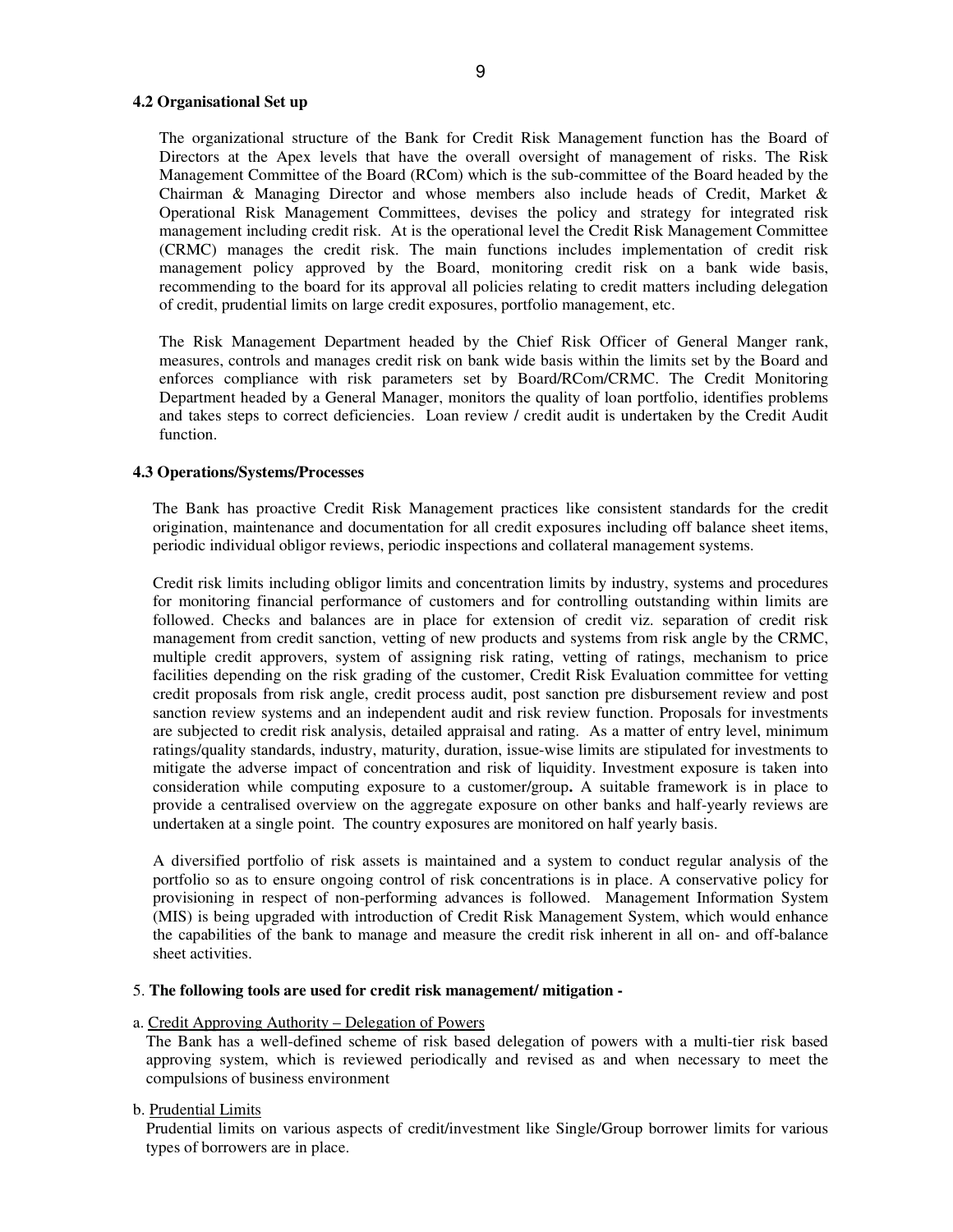**4.2 Organisational Set up**

The organizational structure of the Bank for Credit Risk Management function has the Board of Directors at the Apex levels that have the overall oversight of management of risks. The Risk Management Committee of the Board (RCom) which is the sub-committee of the Board headed by the Chairman & Managing Director and whose members also include heads of Credit, Market & Operational Risk Management Committees, devises the policy and strategy for integrated risk management including credit risk. At is the operational level the Credit Risk Management Committee (CRMC) manages the credit risk. The main functions includes implementation of credit risk management policy approved by the Board, monitoring credit risk on a bank wide basis, recommending to the board for its approval all policies relating to credit matters including delegation of credit, prudential limits on large credit exposures, portfolio management, etc.

The Risk Management Department headed by the Chief Risk Officer of General Manger rank, measures, controls and manages credit risk on bank wide basis within the limits set by the Board and enforces compliance with risk parameters set by Board/RCom/CRMC. The Credit Monitoring Department headed by a General Manager, monitors the quality of loan portfolio, identifies problems and takes steps to correct deficiencies. Loan review / credit audit is undertaken by the Credit Audit function.

**4.3 Operations/Systems/Processes**

The Bank has proactive Credit Risk Management practices like consistent standards for the credit origination, maintenance and documentation for all credit exposures including off balance sheet items, periodic individual obligor reviews, periodic inspections and collateral management systems.

Credit risk limits including obligor limits and concentration limits by industry, systems and procedures for monitoring financial performance of customers and for controlling outstanding within limits are followed. Checks and balances are in place for extension of credit viz. separation of credit risk management from credit sanction, vetting of new products and systems from risk angle by the CRMC, multiple credit approvers, system of assigning risk rating, vetting of ratings, mechanism to price facilities depending on the risk grading of the customer, Credit Risk Evaluation committee for vetting credit proposals from risk angle, credit process audit, post sanction pre disbursement review and post sanction review systems and an independent audit and risk review function. Proposals for investments are subjected to credit risk analysis, detailed appraisal and rating. As a matter of entry level, minimum ratings/quality standards, industry, maturity, duration, issue-wise limits are stipulated for investments to mitigate the adverse impact of concentration and risk of liquidity. Investment exposure is taken into consideration while computing exposure to a customer/group**.** A suitable framework is in place to provide a centralised overview on the aggregate exposure on other banks and half-yearly reviews are undertaken at a single point. The country exposures are monitored on half yearly basis.

A diversified portfolio of risk assets is maintained and a system to conduct regular analysis of the portfolio so as to ensure ongoing control of risk concentrations is in place. A conservative policy for provisioning in respect of non-performing advances is followed. Management Information System (MIS) is being upgraded with introduction of Credit Risk Management System, which would enhance the capabilities of the bank to manage and measure the credit risk inherent in all on- and off-balance sheet activities.

5. **The following tools are used for credit risk management/ mitigation -**

a. <u>Credit Approving Authority – Delegation of Powers</u>

The Bank has a well-defined scheme of risk based delegation of powers with a multi-tier risk based approving system, which is reviewed periodically and revised as and when necessary to meet the compulsions of business environment

b. <u>Prudential Limits</u>

Prudential limits on various aspects of credit/investment like Single/Group borrower limits for various types of borrowers are in place.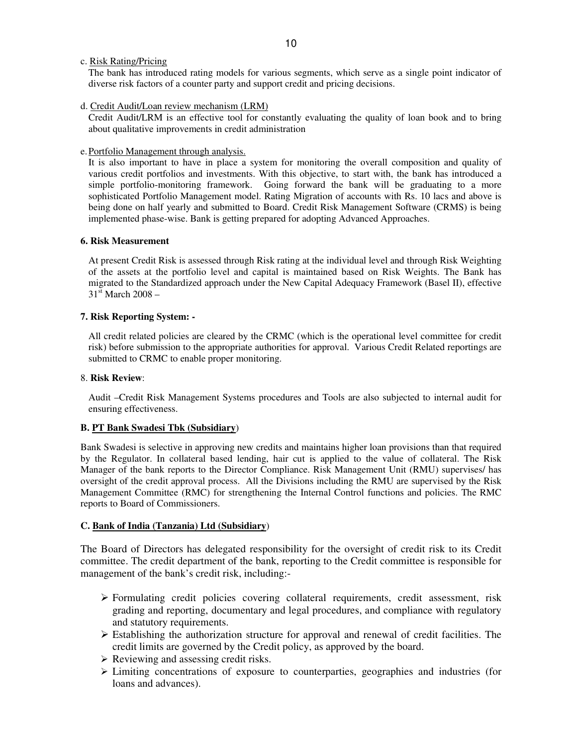c. <u>Risk Rating/Pricing</u>

The bank has introduced rating models for various segments, which serve as a single point indicator of diverse risk factors of a counter party and support credit and pricing decisions.

d. <u>Credit Audit/Loan review mechanism (LRM)</u>

Credit Audit/LRM is an effective tool for constantly evaluating the quality of loan book and to bring about qualitative improvements in credit administration

e. <u>Portfolio Management through analysis.</u>

It is also important to have in place a system for monitoring the overall composition and quality of various credit portfolios and investments. With this objective, to start with, the bank has introduced a simple portfolio-monitoring framework. Going forward the bank will be graduating to a more sophisticated Portfolio Management model. Rating Migration of accounts with Rs. 10 lacs and above is being done on half yearly and submitted to Board. Credit Risk Management Software (CRMS) is being implemented phase-wise. Bank is getting prepared for adopting Advanced Approaches.

**6. Risk Measurement**

At present Credit Risk is assessed through Risk rating at the individual level and through Risk Weighting of the assets at the portfolio level and capital is maintained based on Risk Weights. The Bank has migrated to the Standardized approach under the New Capital Adequacy Framework (Basel II), effective 31st March 2008 –

**7. Risk Reporting System: -**

All credit related policies are cleared by the CRMC (which is the operational level committee for credit risk) before submission to the appropriate authorities for approval. Various Credit Related reportings are submitted to CRMC to enable proper monitoring.

8. **Risk Review**:

Audit –Credit Risk Management Systems procedures and Tools are also subjected to internal audit for ensuring effectiveness.

**B. <u>PT Bank Swadesi Tbk (Subsidiary</u>)**

Bank Swadesi is selective in approving new credits and maintains higher loan provisions than that required by the Regulator. In collateral based lending, hair cut is applied to the value of collateral. The Risk Manager of the bank reports to the Director Compliance. Risk Management Unit (RMU) supervises/ has oversight of the credit approval process. All the Divisions including the RMU are supervised by the Risk Management Committee (RMC) for strengthening the Internal Control functions and policies. The RMC reports to Board of Commissioners.

**C. <u>Bank of India (Tanzania) Ltd (Subsidiary</u>)**

The Board of Directors has delegated responsibility for the oversight of credit risk to its Credit committee. The credit department of the bank, reporting to the Credit committee is responsible for management of the bank's credit risk, including:-

- Formulating credit policies covering collateral requirements, credit assessment, risk grading and reporting, documentary and legal procedures, and compliance with regulatory and statutory requirements.
- Establishing the authorization structure for approval and renewal of credit facilities. The credit limits are governed by the Credit policy, as approved by the board.
- Reviewing and assessing credit risks.
- Limiting concentrations of exposure to counterparties, geographies and industries (for loans and advances).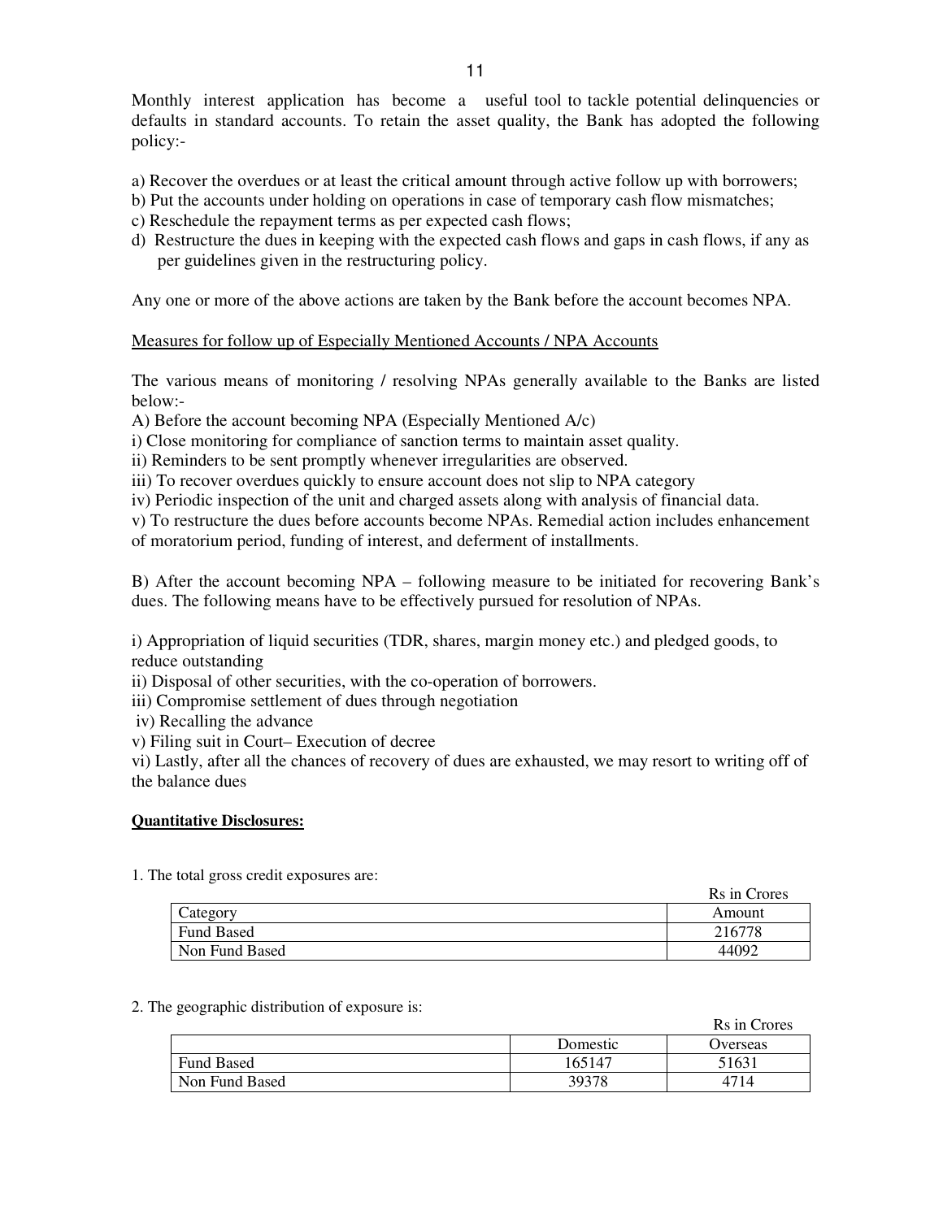Monthly interest application has become a useful tool to tackle potential delinquencies or defaults in standard accounts. To retain the asset quality, the Bank has adopted the following policy:-

a) Recover the overdues or at least the critical amount through active follow up with borrowers;
b) Put the accounts under holding on operations in case of temporary cash flow mismatches;
c) Reschedule the repayment terms as per expected cash flows;
d) Restructure the dues in keeping with the expected cash flows and gaps in cash flows, if any as per guidelines given in the restructuring policy.

Any one or more of the above actions are taken by the Bank before the account becomes NPA.

<u>Measures for follow up of Especially Mentioned Accounts / NPA Accounts</u>

The various means of monitoring / resolving NPAs generally available to the Banks are listed below:-

A) Before the account becoming NPA (Especially Mentioned A/c)
i) Close monitoring for compliance of sanction terms to maintain asset quality.
ii) Reminders to be sent promptly whenever irregularities are observed.
iii) To recover overdues quickly to ensure account does not slip to NPA category
iv) Periodic inspection of the unit and charged assets along with analysis of financial data.
v) To restructure the dues before accounts become NPAs. Remedial action includes enhancement of moratorium period, funding of interest, and deferment of installments.

B) After the account becoming NPA – following measure to be initiated for recovering Bank's dues. The following means have to be effectively pursued for resolution of NPAs.

i) Appropriation of liquid securities (TDR, shares, margin money etc.) and pledged goods, to reduce outstanding
ii) Disposal of other securities, with the co-operation of borrowers.
iii) Compromise settlement of dues through negotiation
iv) Recalling the advance
v) Filing suit in Court– Execution of decree
vi) Lastly, after all the chances of recovery of dues are exhausted, we may resort to writing off of the balance dues

**Quantitative Disclosures:**

1. The total gross credit exposures are:

Rs in Crores

| Category | Amount |
|---|---|
| Fund Based | 216778 |
| Non Fund Based | 44092 |

2. The geographic distribution of exposure is:

Rs in Crores

| | Domestic | Overseas |
|---|---|---|
| Fund Based | 165147 | 51631 |
| Non Fund Based | 39378 | 4714 |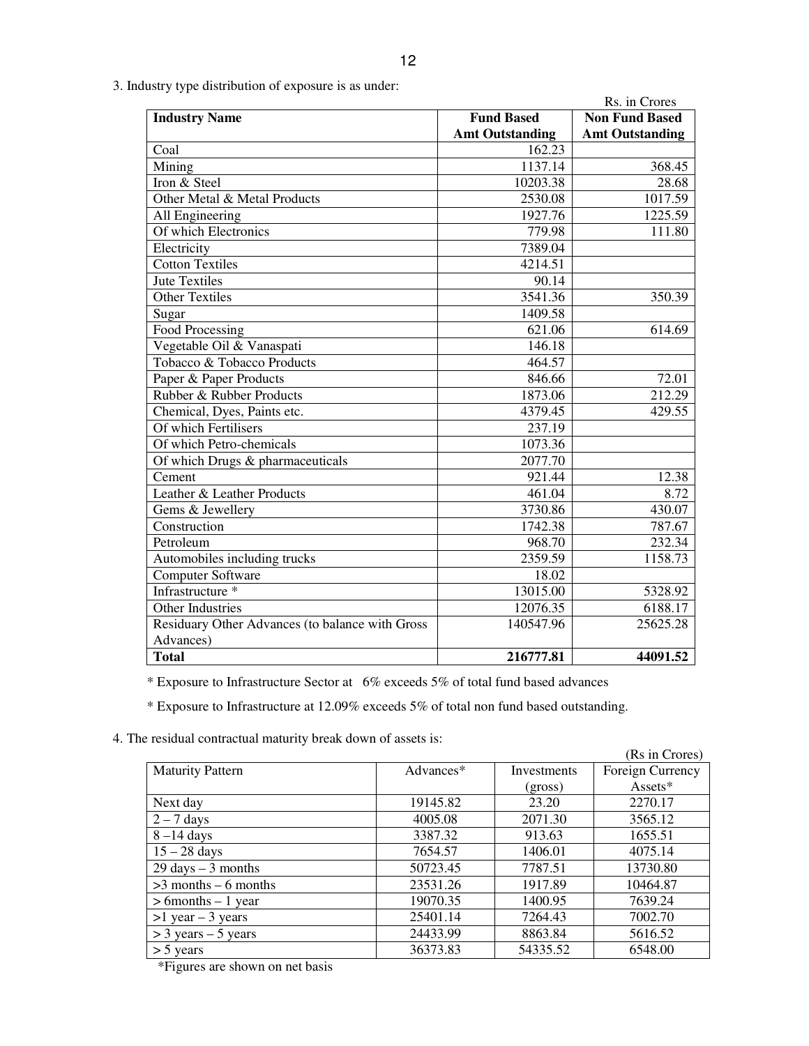3. Industry type distribution of exposure is as under:

Rs. in Crores

| Industry Name | Fund Based Amt Outstanding | Non Fund Based Amt Outstanding |
|---|---|---|
| Coal | 162.23 | |
| Mining | 1137.14 | 368.45 |
| Iron & Steel | 10203.38 | 28.68 |
| Other Metal & Metal Products | 2530.08 | 1017.59 |
| All Engineering | 1927.76 | 1225.59 |
| Of which Electronics | 779.98 | 111.80 |
| Electricity | 7389.04 | |
| Cotton Textiles | 4214.51 | |
| Jute Textiles | 90.14 | |
| Other Textiles | 3541.36 | 350.39 |
| Sugar | 1409.58 | |
| Food Processing | 621.06 | 614.69 |
| Vegetable Oil & Vanaspati | 146.18 | |
| Tobacco & Tobacco Products | 464.57 | |
| Paper & Paper Products | 846.66 | 72.01 |
| Rubber & Rubber Products | 1873.06 | 212.29 |
| Chemical, Dyes, Paints etc. | 4379.45 | 429.55 |
| Of which Fertilisers | 237.19 | |
| Of which Petro-chemicals | 1073.36 | |
| Of which Drugs & pharmaceuticals | 2077.70 | |
| Cement | 921.44 | 12.38 |
| Leather & Leather Products | 461.04 | 8.72 |
| Gems & Jewellery | 3730.86 | 430.07 |
| Construction | 1742.38 | 787.67 |
| Petroleum | 968.70 | 232.34 |
| Automobiles including trucks | 2359.59 | 1158.73 |
| Computer Software | 18.02 | |
| Infrastructure * | 13015.00 | 5328.92 |
| Other Industries | 12076.35 | 6188.17 |
| Residuary Other Advances (to balance with Gross Advances) | 140547.96 | 25625.28 |
| **Total** | **216777.81** | **44091.52** |

* Exposure to Infrastructure Sector at 6% exceeds 5% of total fund based advances

* Exposure to Infrastructure at 12.09% exceeds 5% of total non fund based outstanding.

4. The residual contractual maturity break down of assets is:

(Rs in Crores)

| Maturity Pattern | Advances* | Investments (gross) | Foreign Currency Assets* |
|---|---|---|---|
| Next day | 19145.82 | 23.20 | 2270.17 |
| 2 – 7 days | 4005.08 | 2071.30 | 3565.12 |
| 8 –14 days | 3387.32 | 913.63 | 1655.51 |
| 15 – 28 days | 7654.57 | 1406.01 | 4075.14 |
| 29 days – 3 months | 50723.45 | 7787.51 | 13730.80 |
| >3 months – 6 months | 23531.26 | 1917.89 | 10464.87 |
| > 6months – 1 year | 19070.35 | 1400.95 | 7639.24 |
| >1 year – 3 years | 25401.14 | 7264.43 | 7002.70 |
| > 3 years – 5 years | 24433.99 | 8863.84 | 5616.52 |
| > 5 years | 36373.83 | 54335.52 | 6548.00 |

*Figures are shown on net basis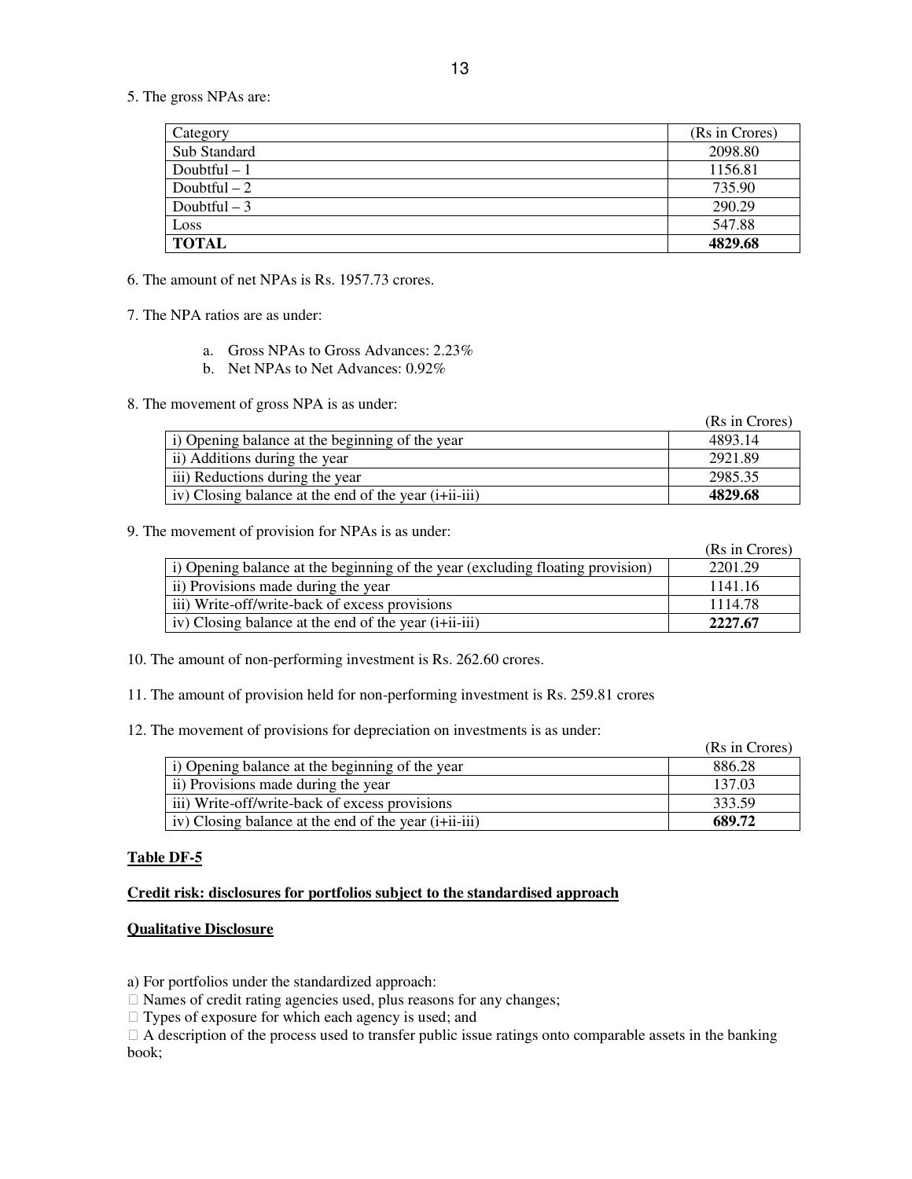5. The gross NPAs are:

| Category | (Rs in Crores) |
|---|---|
| Sub Standard | 2098.80 |
| Doubtful – 1 | 1156.81 |
| Doubtful – 2 | 735.90 |
| Doubtful – 3 | 290.29 |
| Loss | 547.88 |
| **TOTAL** | **4829.68** |

6. The amount of net NPAs is Rs. 1957.73 crores.

7. The NPA ratios are as under:

   a. Gross NPAs to Gross Advances: 2.23%
   b. Net NPAs to Net Advances: 0.92%

8. The movement of gross NPA is as under:

| | (Rs in Crores) |
|---|---|
| i) Opening balance at the beginning of the year | 4893.14 |
| ii) Additions during the year | 2921.89 |
| iii) Reductions during the year | 2985.35 |
| iv) Closing balance at the end of the year (i+ii-iii) | **4829.68** |

9. The movement of provision for NPAs is as under:

| | (Rs in Crores) |
|---|---|
| i) Opening balance at the beginning of the year (excluding floating provision) | 2201.29 |
| ii) Provisions made during the year | 1141.16 |
| iii) Write-off/write-back of excess provisions | 1114.78 |
| iv) Closing balance at the end of the year (i+ii-iii) | **2227.67** |

10. The amount of non-performing investment is Rs. 262.60 crores.

11. The amount of provision held for non-performing investment is Rs. 259.81 crores

12. The movement of provisions for depreciation on investments is as under:

| | (Rs in Crores) |
|---|---|
| i) Opening balance at the beginning of the year | 886.28 |
| ii) Provisions made during the year | 137.03 |
| iii) Write-off/write-back of excess provisions | 333.59 |
| iv) Closing balance at the end of the year (i+ii-iii) | **689.72** |

**Table DF-5**

**Credit risk: disclosures for portfolios subject to the standardised approach**

**Qualitative Disclosure**

a) For portfolios under the standardized approach:
- Names of credit rating agencies used, plus reasons for any changes;
- Types of exposure for which each agency is used; and
- A description of the process used to transfer public issue ratings onto comparable assets in the banking book;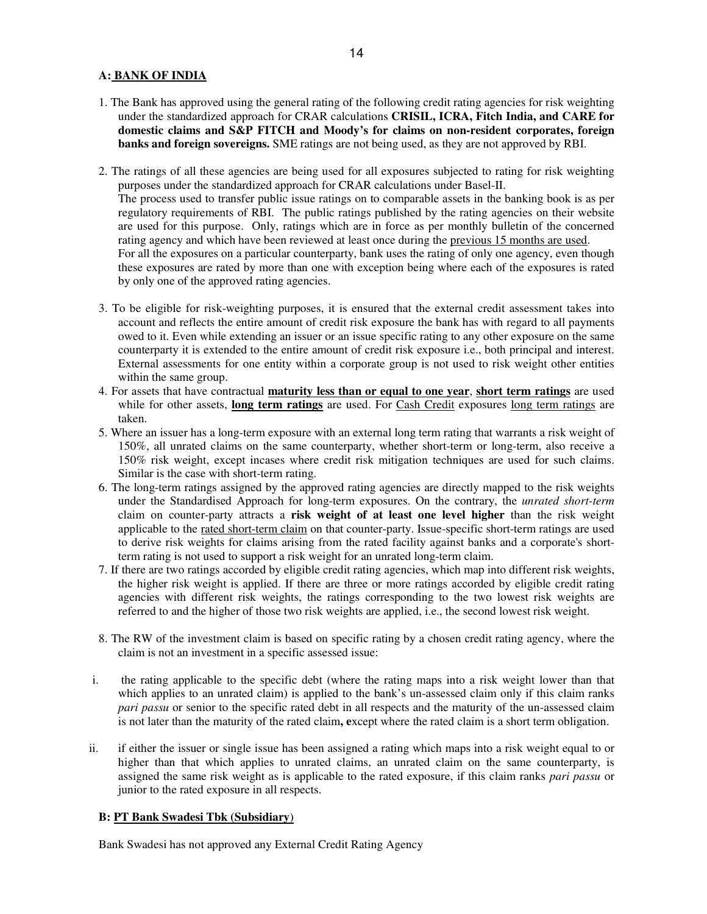### A: <u>BANK OF INDIA</u>

1. The Bank has approved using the general rating of the following credit rating agencies for risk weighting under the standardized approach for CRAR calculations **CRISIL, ICRA, Fitch India, and CARE for domestic claims and S&P FITCH and Moody's for claims on non-resident corporates, foreign banks and foreign sovereigns.** SME ratings are not being used, as they are not approved by RBI.

2. The ratings of all these agencies are being used for all exposures subjected to rating for risk weighting purposes under the standardized approach for CRAR calculations under Basel-II.
   The process used to transfer public issue ratings on to comparable assets in the banking book is as per regulatory requirements of RBI. The public ratings published by the rating agencies on their website are used for this purpose. Only, ratings which are in force as per monthly bulletin of the concerned rating agency and which have been reviewed at least once during the <u>previous 15 months are used</u>.
   For all the exposures on a particular counterparty, bank uses the rating of only one agency, even though these exposures are rated by more than one with exception being where each of the exposures is rated by only one of the approved rating agencies.

3. To be eligible for risk-weighting purposes, it is ensured that the external credit assessment takes into account and reflects the entire amount of credit risk exposure the bank has with regard to all payments owed to it. Even while extending an issuer or an issue specific rating to any other exposure on the same counterparty it is extended to the entire amount of credit risk exposure i.e., both principal and interest. External assessments for one entity within a corporate group is not used to risk weight other entities within the same group.
4. For assets that have contractual <u>**maturity less than or equal to one year**</u>, <u>**short term ratings**</u> are used while for other assets, <u>**long term ratings**</u> are used. For <u>Cash Credit</u> exposures <u>long term ratings</u> are taken.
5. Where an issuer has a long-term exposure with an external long term rating that warrants a risk weight of 150%, all unrated claims on the same counterparty, whether short-term or long-term, also receive a 150% risk weight, except incases where credit risk mitigation techniques are used for such claims. Similar is the case with short-term rating.
6. The long-term ratings assigned by the approved rating agencies are directly mapped to the risk weights under the Standardised Approach for long-term exposures. On the contrary, the *unrated short-term* claim on counter-party attracts a **risk weight of at least one level higher** than the risk weight applicable to the <u>rated short-term claim</u> on that counter-party. Issue-specific short-term ratings are used to derive risk weights for claims arising from the rated facility against banks and a corporate's short-term rating is not used to support a risk weight for an unrated long-term claim.
7. If there are two ratings accorded by eligible credit rating agencies, which map into different risk weights, the higher risk weight is applied. If there are three or more ratings accorded by eligible credit rating agencies with different risk weights, the ratings corresponding to the two lowest risk weights are referred to and the higher of those two risk weights are applied, i.e., the second lowest risk weight.

8. The RW of the investment claim is based on specific rating by a chosen credit rating agency, where the claim is not an investment in a specific assessed issue:

   i. the rating applicable to the specific debt (where the rating maps into a risk weight lower than that which applies to an unrated claim) is applied to the bank's un-assessed claim only if this claim ranks *pari passu* or senior to the specific rated debt in all respects and the maturity of the un-assessed claim is not later than the maturity of the rated claim**, e**xcept where the rated claim is a short term obligation.

   ii. if either the issuer or single issue has been assigned a rating which maps into a risk weight equal to or higher than that which applies to unrated claims, an unrated claim on the same counterparty, is assigned the same risk weight as is applicable to the rated exposure, if this claim ranks *pari passu* or junior to the rated exposure in all respects.

### B: <u>PT Bank Swadesi Tbk (Subsidiary</u>)

Bank Swadesi has not approved any External Credit Rating Agency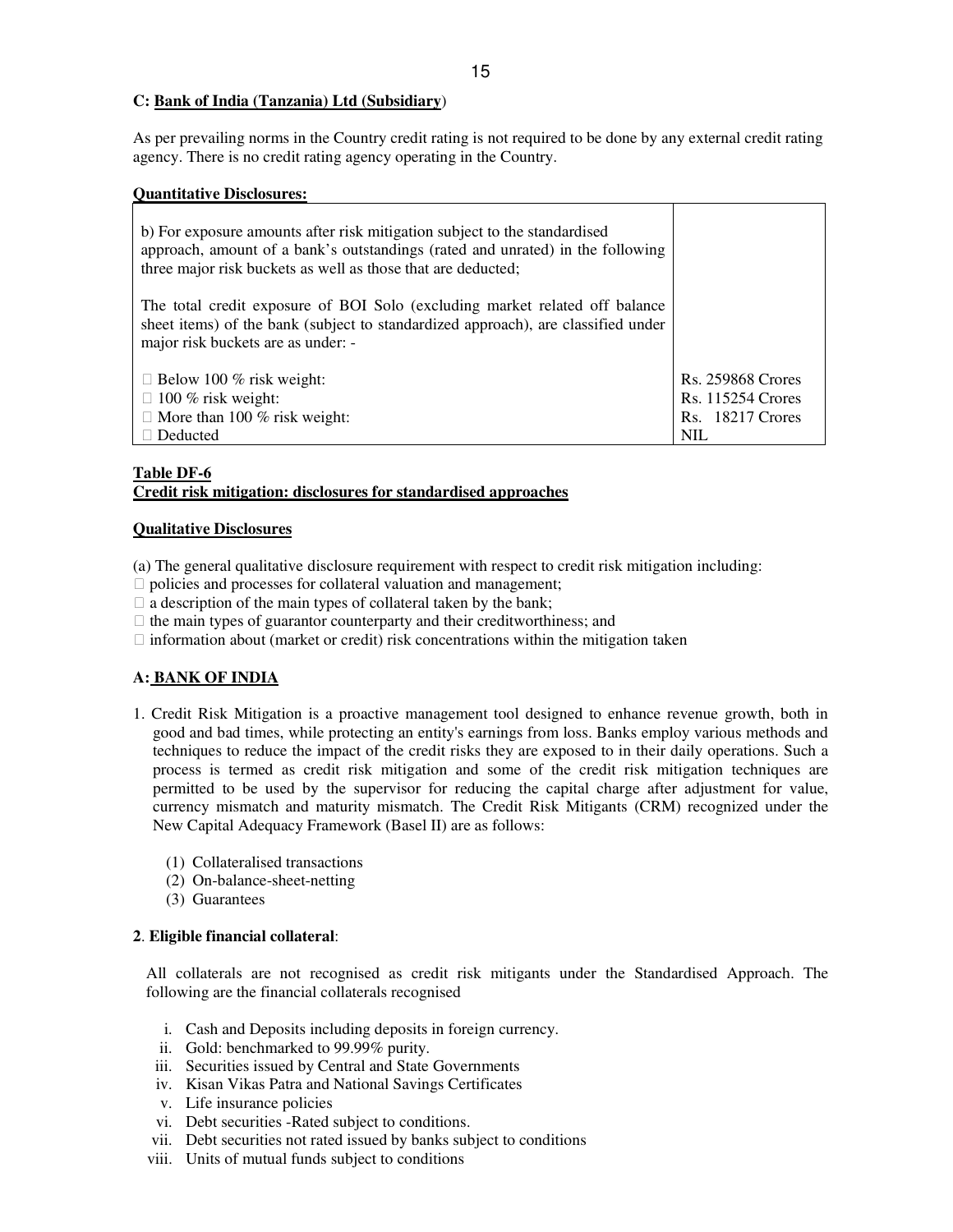**C: Bank of India (Tanzania) Ltd (Subsidiary)**

As per prevailing norms in the Country credit rating is not required to be done by any external credit rating agency. There is no credit rating agency operating in the Country.

**Quantitative Disclosures:**

| | |
|---|---|
| b) For exposure amounts after risk mitigation subject to the standardised approach, amount of a bank's outstandings (rated and unrated) in the following three major risk buckets as well as those that are deducted;<br><br>The total credit exposure of BOI Solo (excluding market related off balance sheet items) of the bank (subject to standardized approach), are classified under major risk buckets are as under: -<br><br>- Below 100 % risk weight:<br>- 100 % risk weight:<br>- More than 100 % risk weight:<br>- Deducted | <br><br><br><br><br><br>Rs. 259868 Crores<br>Rs. 115254 Crores<br>Rs. 18217 Crores<br>NIL |

**Table DF-6**
**Credit risk mitigation: disclosures for standardised approaches**

**Qualitative Disclosures**

(a) The general qualitative disclosure requirement with respect to credit risk mitigation including:
- policies and processes for collateral valuation and management;
- a description of the main types of collateral taken by the bank;
- the main types of guarantor counterparty and their creditworthiness; and
- information about (market or credit) risk concentrations within the mitigation taken

**A: BANK OF INDIA**

1. Credit Risk Mitigation is a proactive management tool designed to enhance revenue growth, both in good and bad times, while protecting an entity's earnings from loss. Banks employ various methods and techniques to reduce the impact of the credit risks they are exposed to in their daily operations. Such a process is termed as credit risk mitigation and some of the credit risk mitigation techniques are permitted to be used by the supervisor for reducing the capital charge after adjustment for value, currency mismatch and maturity mismatch. The Credit Risk Mitigants (CRM) recognized under the New Capital Adequacy Framework (Basel II) are as follows:

   (1) Collateralised transactions
   (2) On-balance-sheet-netting
   (3) Guarantees

**2**. **Eligible financial collateral**:

All collaterals are not recognised as credit risk mitigants under the Standardised Approach. The following are the financial collaterals recognised

i. Cash and Deposits including deposits in foreign currency.
ii. Gold: benchmarked to 99.99% purity.
iii. Securities issued by Central and State Governments
iv. Kisan Vikas Patra and National Savings Certificates
v. Life insurance policies
vi. Debt securities -Rated subject to conditions.
vii. Debt securities not rated issued by banks subject to conditions
viii. Units of mutual funds subject to conditions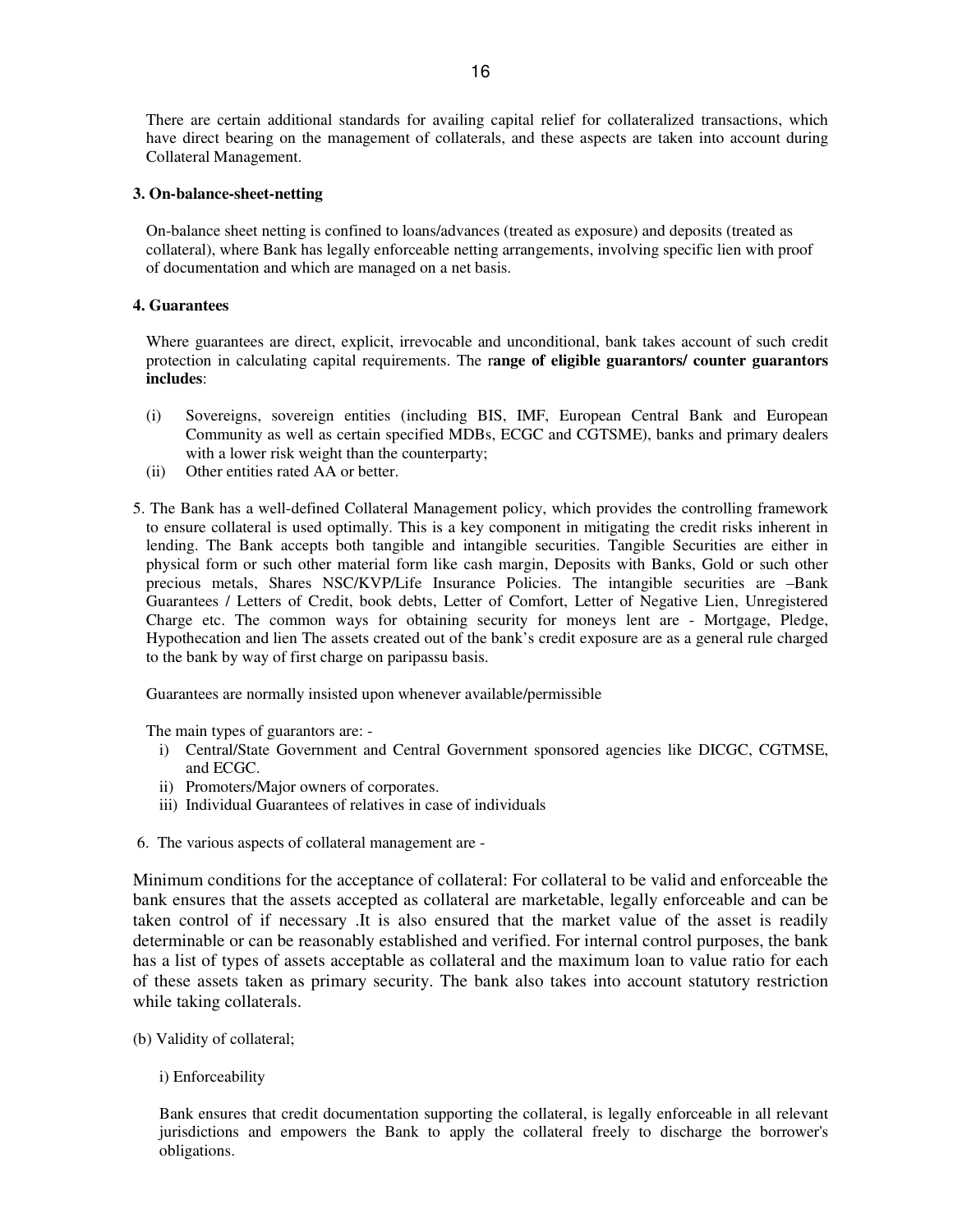There are certain additional standards for availing capital relief for collateralized transactions, which have direct bearing on the management of collaterals, and these aspects are taken into account during Collateral Management.

**3. On-balance-sheet-netting**

On-balance sheet netting is confined to loans/advances (treated as exposure) and deposits (treated as collateral), where Bank has legally enforceable netting arrangements, involving specific lien with proof of documentation and which are managed on a net basis.

**4. Guarantees**

Where guarantees are direct, explicit, irrevocable and unconditional, bank takes account of such credit protection in calculating capital requirements. The r**ange of eligible guarantors/ counter guarantors includes**:

(i) Sovereigns, sovereign entities (including BIS, IMF, European Central Bank and European Community as well as certain specified MDBs, ECGC and CGTSME), banks and primary dealers with a lower risk weight than the counterparty;
(ii) Other entities rated AA or better.

5. The Bank has a well-defined Collateral Management policy, which provides the controlling framework to ensure collateral is used optimally. This is a key component in mitigating the credit risks inherent in lending. The Bank accepts both tangible and intangible securities. Tangible Securities are either in physical form or such other material form like cash margin, Deposits with Banks, Gold or such other precious metals, Shares NSC/KVP/Life Insurance Policies. The intangible securities are –Bank Guarantees / Letters of Credit, book debts, Letter of Comfort, Letter of Negative Lien, Unregistered Charge etc. The common ways for obtaining security for moneys lent are - Mortgage, Pledge, Hypothecation and lien The assets created out of the bank's credit exposure are as a general rule charged to the bank by way of first charge on paripassu basis.

Guarantees are normally insisted upon whenever available/permissible

The main types of guarantors are: -

i) Central/State Government and Central Government sponsored agencies like DICGC, CGTMSE, and ECGC.
ii) Promoters/Major owners of corporates.
iii) Individual Guarantees of relatives in case of individuals

6. The various aspects of collateral management are -

Minimum conditions for the acceptance of collateral: For collateral to be valid and enforceable the bank ensures that the assets accepted as collateral are marketable, legally enforceable and can be taken control of if necessary .It is also ensured that the market value of the asset is readily determinable or can be reasonably established and verified. For internal control purposes, the bank has a list of types of assets acceptable as collateral and the maximum loan to value ratio for each of these assets taken as primary security. The bank also takes into account statutory restriction while taking collaterals.

(b) Validity of collateral;

i) Enforceability

Bank ensures that credit documentation supporting the collateral, is legally enforceable in all relevant jurisdictions and empowers the Bank to apply the collateral freely to discharge the borrower's obligations.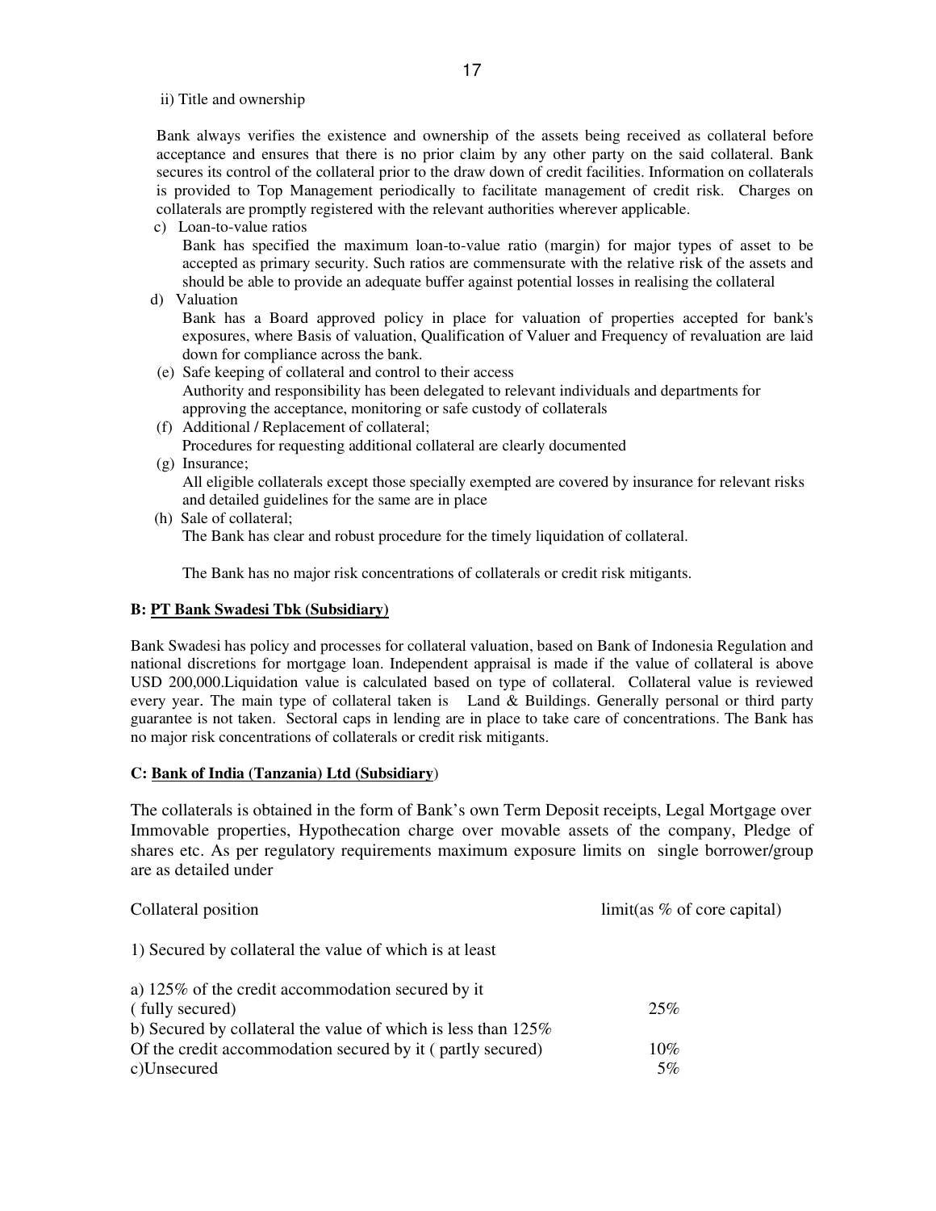ii) Title and ownership

Bank always verifies the existence and ownership of the assets being received as collateral before acceptance and ensures that there is no prior claim by any other party on the said collateral. Bank secures its control of the collateral prior to the draw down of credit facilities. Information on collaterals is provided to Top Management periodically to facilitate management of credit risk. Charges on collaterals are promptly registered with the relevant authorities wherever applicable.

c) Loan-to-value ratios
   Bank has specified the maximum loan-to-value ratio (margin) for major types of asset to be accepted as primary security. Such ratios are commensurate with the relative risk of the assets and should be able to provide an adequate buffer against potential losses in realising the collateral

d) Valuation
   Bank has a Board approved policy in place for valuation of properties accepted for bank's exposures, where Basis of valuation, Qualification of Valuer and Frequency of revaluation are laid down for compliance across the bank.

(e) Safe keeping of collateral and control to their access
   Authority and responsibility has been delegated to relevant individuals and departments for approving the acceptance, monitoring or safe custody of collaterals

(f) Additional / Replacement of collateral;
   Procedures for requesting additional collateral are clearly documented

(g) Insurance;
   All eligible collaterals except those specially exempted are covered by insurance for relevant risks and detailed guidelines for the same are in place

(h) Sale of collateral;
   The Bank has clear and robust procedure for the timely liquidation of collateral.

   The Bank has no major risk concentrations of collaterals or credit risk mitigants.

**B: PT Bank Swadesi Tbk (Subsidiary)**

Bank Swadesi has policy and processes for collateral valuation, based on Bank of Indonesia Regulation and national discretions for mortgage loan. Independent appraisal is made if the value of collateral is above USD 200,000.Liquidation value is calculated based on type of collateral. Collateral value is reviewed every year. The main type of collateral taken is Land & Buildings. Generally personal or third party guarantee is not taken. Sectoral caps in lending are in place to take care of concentrations. The Bank has no major risk concentrations of collaterals or credit risk mitigants.

**C: Bank of India (Tanzania) Ltd (Subsidiary)**

The collaterals is obtained in the form of Bank's own Term Deposit receipts, Legal Mortgage over Immovable properties, Hypothecation charge over movable assets of the company, Pledge of shares etc. As per regulatory requirements maximum exposure limits on single borrower/group are as detailed under

| Collateral position | limit(as % of core capital) |
|---|---|
| 1) Secured by collateral the value of which is at least | |
| a) 125% of the credit accommodation secured by it ( fully secured) | 25% |
| b) Secured by collateral the value of which is less than 125% Of the credit accommodation secured by it ( partly secured) | 10% |
| c)Unsecured | 5% |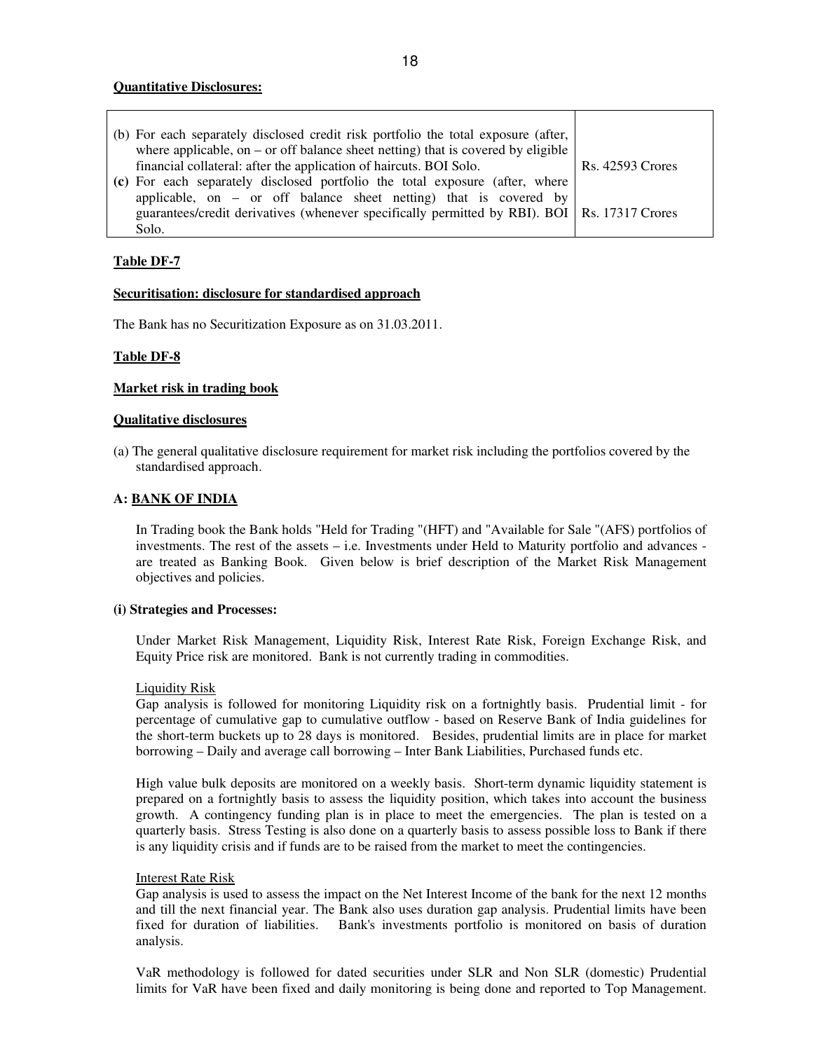**Quantitative Disclosures:**

| | |
|---|---|
| (b) For each separately disclosed credit risk portfolio the total exposure (after, where applicable, on – or off balance sheet netting) that is covered by eligible financial collateral: after the application of haircuts. BOI Solo. | Rs. 42593 Crores |
| **(c)** For each separately disclosed portfolio the total exposure (after, where applicable, on – or off balance sheet netting) that is covered by guarantees/credit derivatives (whenever specifically permitted by RBI). BOI Solo. | Rs. 17317 Crores |

**Table DF-7**

**Securitisation: disclosure for standardised approach**

The Bank has no Securitization Exposure as on 31.03.2011.

**Table DF-8**

**Market risk in trading book**

**Qualitative disclosures**

(a) The general qualitative disclosure requirement for market risk including the portfolios covered by the standardised approach.

**A: BANK OF INDIA**

In Trading book the Bank holds "Held for Trading "(HFT) and "Available for Sale "(AFS) portfolios of investments. The rest of the assets – i.e. Investments under Held to Maturity portfolio and advances - are treated as Banking Book. Given below is brief description of the Market Risk Management objectives and policies.

**(i) Strategies and Processes:**

Under Market Risk Management, Liquidity Risk, Interest Rate Risk, Foreign Exchange Risk, and Equity Price risk are monitored. Bank is not currently trading in commodities.

Liquidity Risk

Gap analysis is followed for monitoring Liquidity risk on a fortnightly basis. Prudential limit - for percentage of cumulative gap to cumulative outflow - based on Reserve Bank of India guidelines for the short-term buckets up to 28 days is monitored. Besides, prudential limits are in place for market borrowing – Daily and average call borrowing – Inter Bank Liabilities, Purchased funds etc.

High value bulk deposits are monitored on a weekly basis. Short-term dynamic liquidity statement is prepared on a fortnightly basis to assess the liquidity position, which takes into account the business growth. A contingency funding plan is in place to meet the emergencies. The plan is tested on a quarterly basis. Stress Testing is also done on a quarterly basis to assess possible loss to Bank if there is any liquidity crisis and if funds are to be raised from the market to meet the contingencies.

Interest Rate Risk

Gap analysis is used to assess the impact on the Net Interest Income of the bank for the next 12 months and till the next financial year. The Bank also uses duration gap analysis. Prudential limits have been fixed for duration of liabilities. Bank's investments portfolio is monitored on basis of duration analysis.

VaR methodology is followed for dated securities under SLR and Non SLR (domestic) Prudential limits for VaR have been fixed and daily monitoring is being done and reported to Top Management.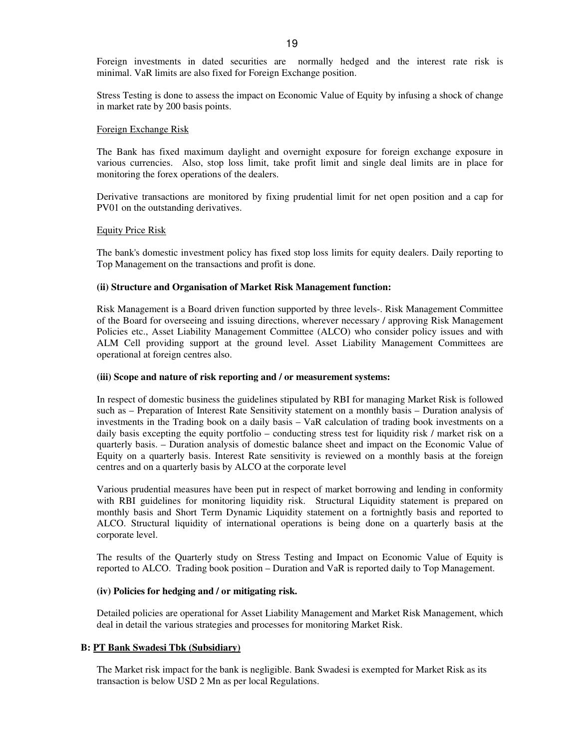Foreign investments in dated securities are normally hedged and the interest rate risk is minimal. VaR limits are also fixed for Foreign Exchange position.

Stress Testing is done to assess the impact on Economic Value of Equity by infusing a shock of change in market rate by 200 basis points.

Foreign Exchange Risk

The Bank has fixed maximum daylight and overnight exposure for foreign exchange exposure in various currencies. Also, stop loss limit, take profit limit and single deal limits are in place for monitoring the forex operations of the dealers.

Derivative transactions are monitored by fixing prudential limit for net open position and a cap for PV01 on the outstanding derivatives.

Equity Price Risk

The bank's domestic investment policy has fixed stop loss limits for equity dealers. Daily reporting to Top Management on the transactions and profit is done.

**(ii) Structure and Organisation of Market Risk Management function:**

Risk Management is a Board driven function supported by three levels-. Risk Management Committee of the Board for overseeing and issuing directions, wherever necessary / approving Risk Management Policies etc., Asset Liability Management Committee (ALCO) who consider policy issues and with ALM Cell providing support at the ground level. Asset Liability Management Committees are operational at foreign centres also.

**(iii) Scope and nature of risk reporting and / or measurement systems:**

In respect of domestic business the guidelines stipulated by RBI for managing Market Risk is followed such as – Preparation of Interest Rate Sensitivity statement on a monthly basis – Duration analysis of investments in the Trading book on a daily basis – VaR calculation of trading book investments on a daily basis excepting the equity portfolio – conducting stress test for liquidity risk / market risk on a quarterly basis. – Duration analysis of domestic balance sheet and impact on the Economic Value of Equity on a quarterly basis. Interest Rate sensitivity is reviewed on a monthly basis at the foreign centres and on a quarterly basis by ALCO at the corporate level

Various prudential measures have been put in respect of market borrowing and lending in conformity with RBI guidelines for monitoring liquidity risk. Structural Liquidity statement is prepared on monthly basis and Short Term Dynamic Liquidity statement on a fortnightly basis and reported to ALCO. Structural liquidity of international operations is being done on a quarterly basis at the corporate level.

The results of the Quarterly study on Stress Testing and Impact on Economic Value of Equity is reported to ALCO. Trading book position – Duration and VaR is reported daily to Top Management.

**(iv) Policies for hedging and / or mitigating risk.**

Detailed policies are operational for Asset Liability Management and Market Risk Management, which deal in detail the various strategies and processes for monitoring Market Risk.

**B: PT Bank Swadesi Tbk (Subsidiary)**

The Market risk impact for the bank is negligible. Bank Swadesi is exempted for Market Risk as its transaction is below USD 2 Mn as per local Regulations.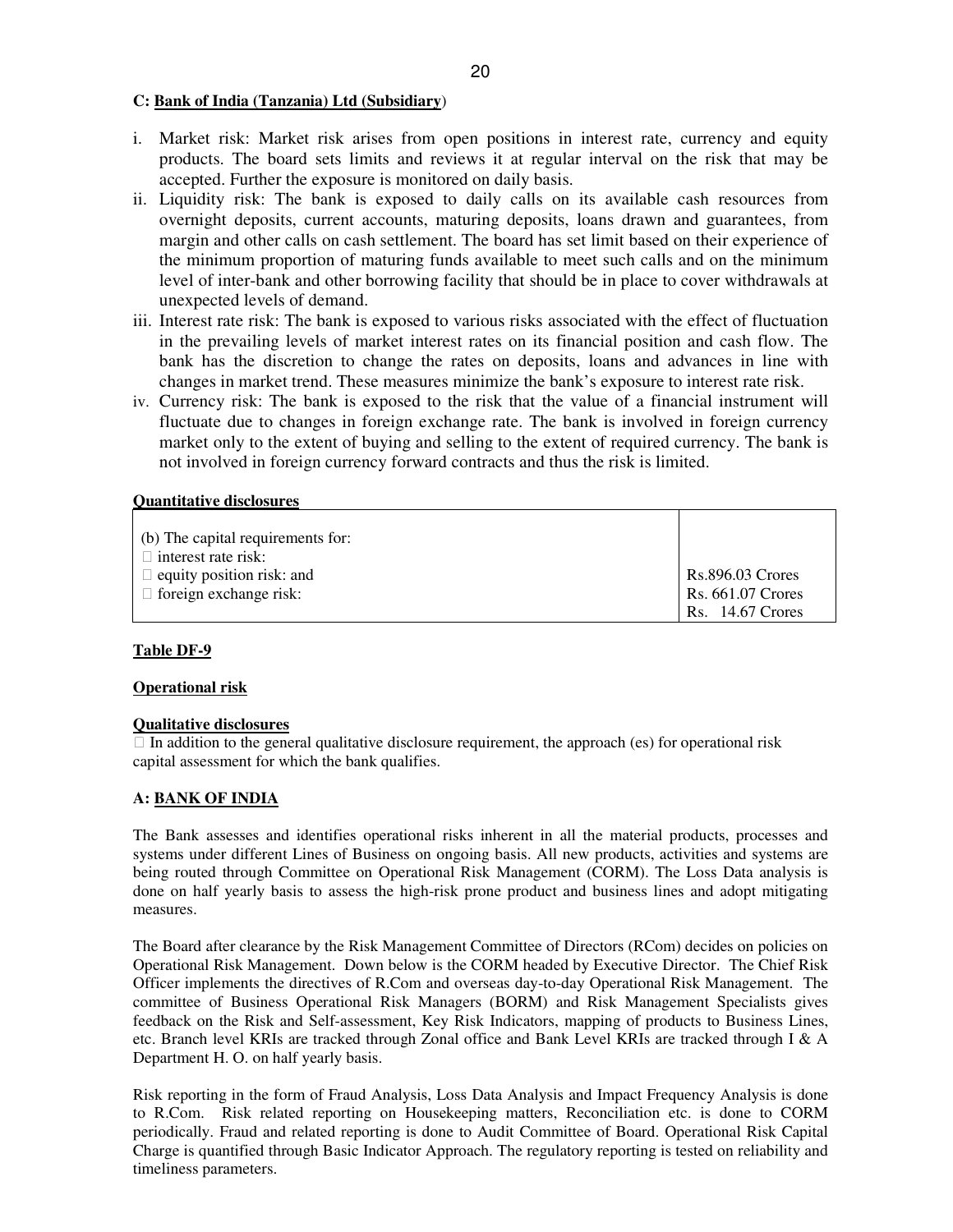**C: Bank of India (Tanzania) Ltd (Subsidiary)**

i. Market risk: Market risk arises from open positions in interest rate, currency and equity products. The board sets limits and reviews it at regular interval on the risk that may be accepted. Further the exposure is monitored on daily basis.
ii. Liquidity risk: The bank is exposed to daily calls on its available cash resources from overnight deposits, current accounts, maturing deposits, loans drawn and guarantees, from margin and other calls on cash settlement. The board has set limit based on their experience of the minimum proportion of maturing funds available to meet such calls and on the minimum level of inter-bank and other borrowing facility that should be in place to cover withdrawals at unexpected levels of demand.
iii. Interest rate risk: The bank is exposed to various risks associated with the effect of fluctuation in the prevailing levels of market interest rates on its financial position and cash flow. The bank has the discretion to change the rates on deposits, loans and advances in line with changes in market trend. These measures minimize the bank's exposure to interest rate risk.
iv. Currency risk: The bank is exposed to the risk that the value of a financial instrument will fluctuate due to changes in foreign exchange rate. The bank is involved in foreign currency market only to the extent of buying and selling to the extent of required currency. The bank is not involved in foreign currency forward contracts and thus the risk is limited.

**Quantitative disclosures**

| | |
|---|---|
| (b) The capital requirements for:<br> interest rate risk:<br> equity position risk: and<br> foreign exchange risk: | Rs.896.03 Crores<br>Rs. 661.07 Crores<br>Rs. 14.67 Crores |

**Table DF-9**

**Operational risk**

**Qualitative disclosures**

 In addition to the general qualitative disclosure requirement, the approach (es) for operational risk capital assessment for which the bank qualifies.

**A: BANK OF INDIA**

The Bank assesses and identifies operational risks inherent in all the material products, processes and systems under different Lines of Business on ongoing basis. All new products, activities and systems are being routed through Committee on Operational Risk Management (CORM). The Loss Data analysis is done on half yearly basis to assess the high-risk prone product and business lines and adopt mitigating measures.

The Board after clearance by the Risk Management Committee of Directors (RCom) decides on policies on Operational Risk Management. Down below is the CORM headed by Executive Director. The Chief Risk Officer implements the directives of R.Com and overseas day-to-day Operational Risk Management. The committee of Business Operational Risk Managers (BORM) and Risk Management Specialists gives feedback on the Risk and Self-assessment, Key Risk Indicators, mapping of products to Business Lines, etc. Branch level KRIs are tracked through Zonal office and Bank Level KRIs are tracked through I & A Department H. O. on half yearly basis.

Risk reporting in the form of Fraud Analysis, Loss Data Analysis and Impact Frequency Analysis is done to R.Com. Risk related reporting on Housekeeping matters, Reconciliation etc. is done to CORM periodically. Fraud and related reporting is done to Audit Committee of Board. Operational Risk Capital Charge is quantified through Basic Indicator Approach. The regulatory reporting is tested on reliability and timeliness parameters.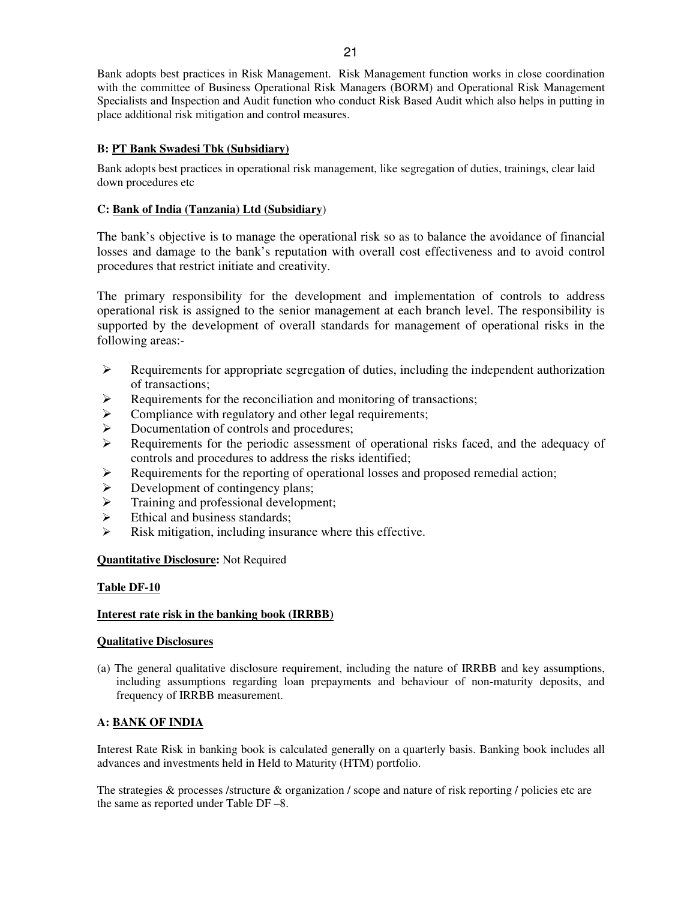Bank adopts best practices in Risk Management. Risk Management function works in close coordination with the committee of Business Operational Risk Managers (BORM) and Operational Risk Management Specialists and Inspection and Audit function who conduct Risk Based Audit which also helps in putting in place additional risk mitigation and control measures.

**B: PT Bank Swadesi Tbk (Subsidiary)**

Bank adopts best practices in operational risk management, like segregation of duties, trainings, clear laid down procedures etc

**C: Bank of India (Tanzania) Ltd (Subsidiary)**

The bank's objective is to manage the operational risk so as to balance the avoidance of financial losses and damage to the bank's reputation with overall cost effectiveness and to avoid control procedures that restrict initiate and creativity.

The primary responsibility for the development and implementation of controls to address operational risk is assigned to the senior management at each branch level. The responsibility is supported by the development of overall standards for management of operational risks in the following areas:-

- Requirements for appropriate segregation of duties, including the independent authorization of transactions;
- Requirements for the reconciliation and monitoring of transactions;
- Compliance with regulatory and other legal requirements;
- Documentation of controls and procedures;
- Requirements for the periodic assessment of operational risks faced, and the adequacy of controls and procedures to address the risks identified;
- Requirements for the reporting of operational losses and proposed remedial action;
- Development of contingency plans;
- Training and professional development;
- Ethical and business standards;
- Risk mitigation, including insurance where this effective.

**Quantitative Disclosure:** Not Required

**Table DF-10**

**Interest rate risk in the banking book (IRRBB)**

**Qualitative Disclosures**

(a) The general qualitative disclosure requirement, including the nature of IRRBB and key assumptions, including assumptions regarding loan prepayments and behaviour of non-maturity deposits, and frequency of IRRBB measurement.

**A: BANK OF INDIA**

Interest Rate Risk in banking book is calculated generally on a quarterly basis. Banking book includes all advances and investments held in Held to Maturity (HTM) portfolio.

The strategies & processes /structure & organization / scope and nature of risk reporting / policies etc are the same as reported under Table DF –8.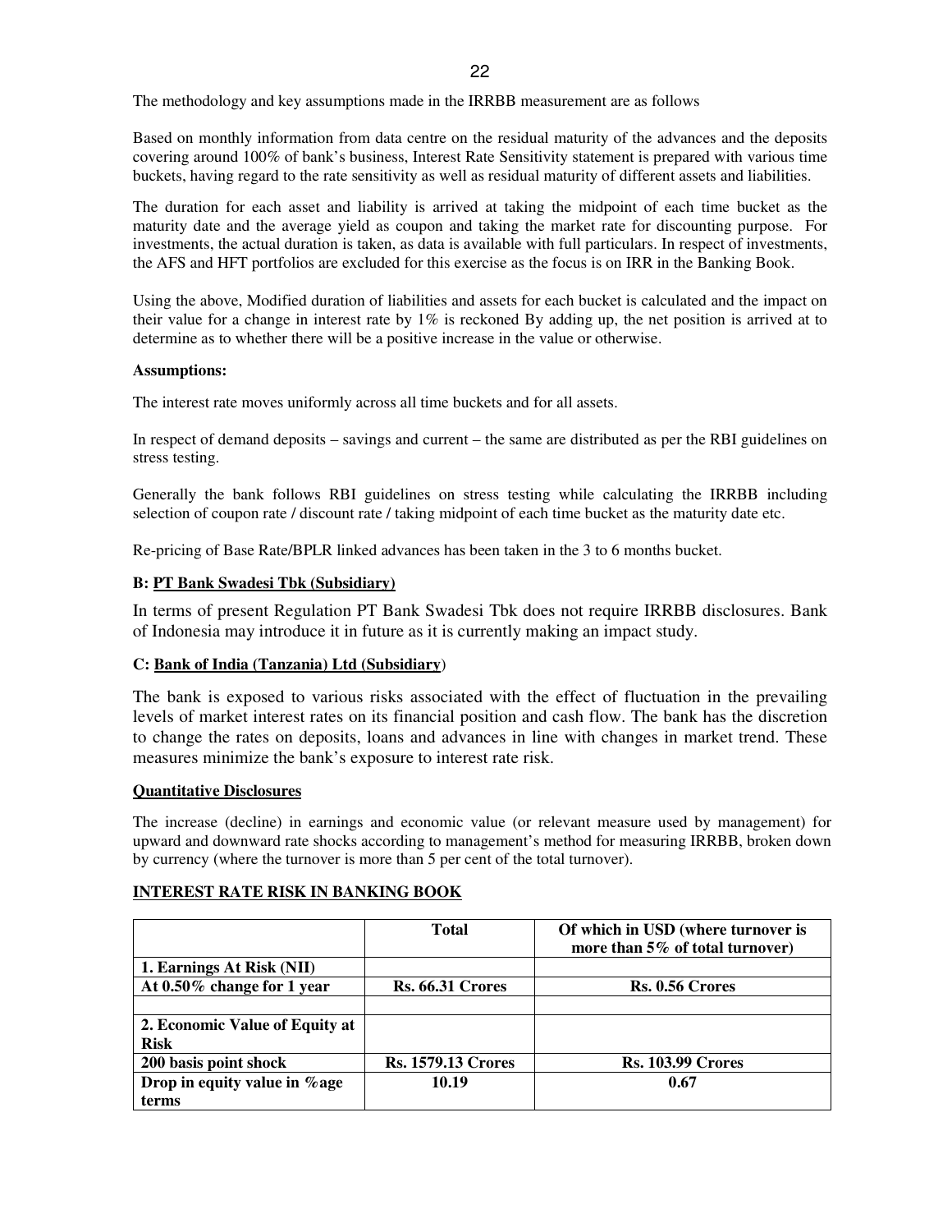The methodology and key assumptions made in the IRRBB measurement are as follows

Based on monthly information from data centre on the residual maturity of the advances and the deposits covering around 100% of bank's business, Interest Rate Sensitivity statement is prepared with various time buckets, having regard to the rate sensitivity as well as residual maturity of different assets and liabilities.

The duration for each asset and liability is arrived at taking the midpoint of each time bucket as the maturity date and the average yield as coupon and taking the market rate for discounting purpose. For investments, the actual duration is taken, as data is available with full particulars. In respect of investments, the AFS and HFT portfolios are excluded for this exercise as the focus is on IRR in the Banking Book.

Using the above, Modified duration of liabilities and assets for each bucket is calculated and the impact on their value for a change in interest rate by 1% is reckoned By adding up, the net position is arrived at to determine as to whether there will be a positive increase in the value or otherwise.

**Assumptions:**

The interest rate moves uniformly across all time buckets and for all assets.

In respect of demand deposits – savings and current – the same are distributed as per the RBI guidelines on stress testing.

Generally the bank follows RBI guidelines on stress testing while calculating the IRRBB including selection of coupon rate / discount rate / taking midpoint of each time bucket as the maturity date etc.

Re-pricing of Base Rate/BPLR linked advances has been taken in the 3 to 6 months bucket.

**B: PT Bank Swadesi Tbk (Subsidiary)**

In terms of present Regulation PT Bank Swadesi Tbk does not require IRRBB disclosures. Bank of Indonesia may introduce it in future as it is currently making an impact study.

**C: Bank of India (Tanzania) Ltd (Subsidiary)**

The bank is exposed to various risks associated with the effect of fluctuation in the prevailing levels of market interest rates on its financial position and cash flow. The bank has the discretion to change the rates on deposits, loans and advances in line with changes in market trend. These measures minimize the bank's exposure to interest rate risk.

**Quantitative Disclosures**

The increase (decline) in earnings and economic value (or relevant measure used by management) for upward and downward rate shocks according to management's method for measuring IRRBB, broken down by currency (where the turnover is more than 5 per cent of the total turnover).

**INTEREST RATE RISK IN BANKING BOOK**

| | Total | Of which in USD (where turnover is more than 5% of total turnover) |
|---|---|---|
| **1. Earnings At Risk (NII)** | | |
| **At 0.50% change for 1 year** | **Rs. 66.31 Crores** | **Rs. 0.56 Crores** |
| | | |
| **2. Economic Value of Equity at Risk** | | |
| **200 basis point shock** | **Rs. 1579.13 Crores** | **Rs. 103.99 Crores** |
| **Drop in equity value in %age terms** | **10.19** | **0.67** |